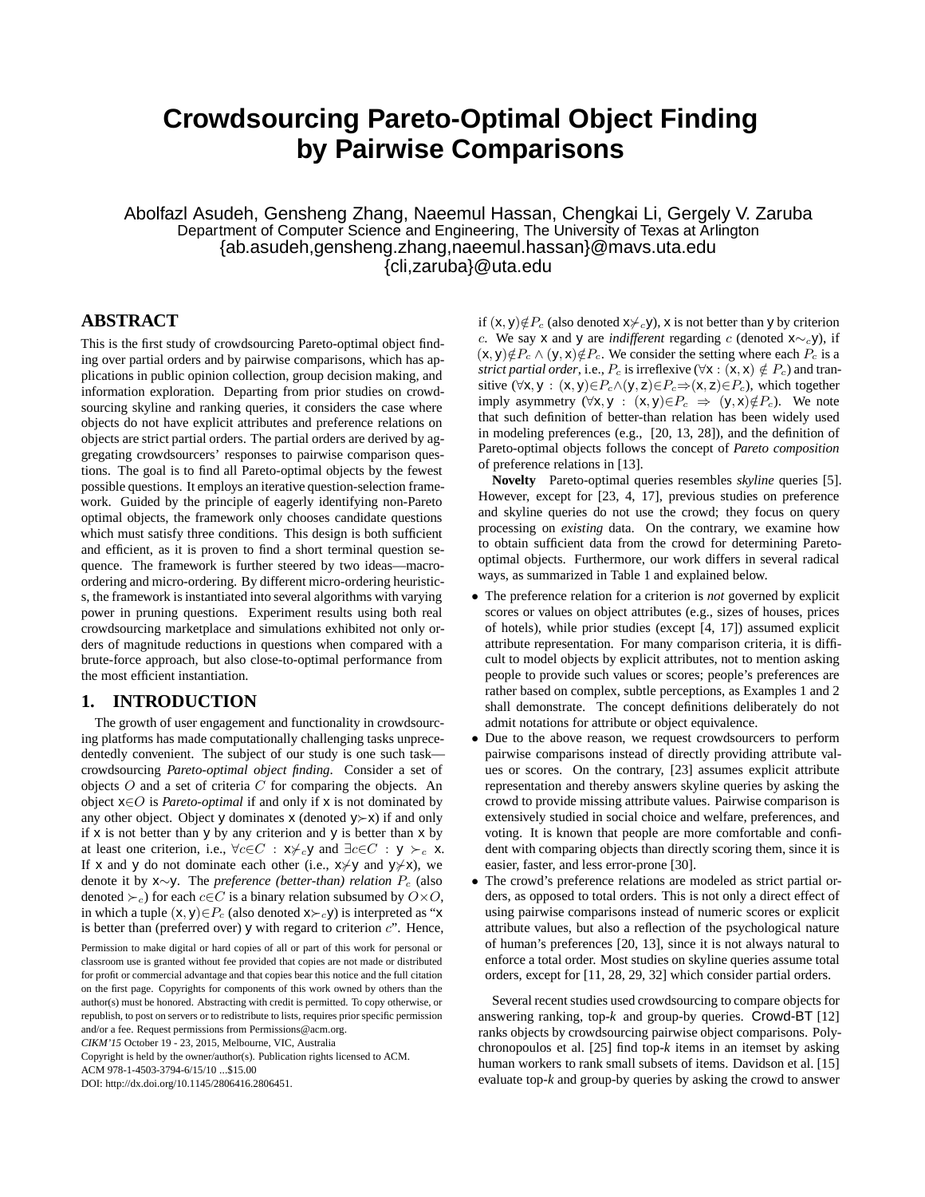# Crowdsourcing Pareto-Optimal Object Finding by Pairwise Comparisons

Abolfazl Asudeh, Gensheng Zhang, Naeemul Hassan, Chengkai Li, Gergely V. Zaruba
Department of Computer Science and Engineering, The University of Texas at Arlington
{ab.asudeh,gensheng.zhang,naeemul.hassan}@mavs.uta.edu
{cli,zaruba}@uta.edu

## ABSTRACT

This is the first study of crowdsourcing Pareto-optimal object finding over partial orders and by pairwise comparisons, which has applications in public opinion collection, group decision making, and information exploration. Departing from prior studies on crowdsourcing skyline and ranking queries, it considers the case where objects do not have explicit attributes and preference relations on objects are strict partial orders. The partial orders are derived by aggregating crowdsourcers' responses to pairwise comparison questions. The goal is to find all Pareto-optimal objects by the fewest possible questions. It employs an iterative question-selection framework. Guided by the principle of eagerly identifying non-Pareto optimal objects, the framework only chooses candidate questions which must satisfy three conditions. This design is both sufficient and efficient, as it is proven to find a short terminal question sequence. The framework is further steered by two ideas—macro-ordering and micro-ordering. By different micro-ordering heuristics, the framework is instantiated into several algorithms with varying power in pruning questions. Experiment results using both real crowdsourcing marketplace and simulations exhibited not only orders of magnitude reductions in questions when compared with a brute-force approach, but also close-to-optimal performance from the most efficient instantiation.

## 1. INTRODUCTION

The growth of user engagement and functionality in crowdsourcing platforms has made computationally challenging tasks unprecedentedly convenient. The subject of our study is one such task—crowdsourcing *Pareto-optimal object finding*. Consider a set of objects $O$ and a set of criteria $C$ for comparing the objects. An object $\mathsf{x}\in O$ is *Pareto-optimal* if and only if $\mathsf{x}$ is not dominated by any other object. Object $\mathsf{y}$ dominates $\mathsf{x}$ (denoted $\mathsf{y}\succ\mathsf{x}$) if and only if $\mathsf{x}$ is not better than $\mathsf{y}$ by any criterion and $\mathsf{y}$ is better than $\mathsf{x}$ by at least one criterion, i.e., $\forall c\in C : \mathsf{x}\not\succ_c\mathsf{y}$ and $\exists c\in C : \mathsf{y}\succ_c\mathsf{x}$. If $\mathsf{x}$ and $\mathsf{y}$ do not dominate each other (i.e., $\mathsf{x}\not\succ\mathsf{y}$ and $\mathsf{y}\not\succ\mathsf{x}$), we denote it by $\mathsf{x}\sim\mathsf{y}$. The *preference (better-than) relation* $P_c$ (also denoted $\succ_c$) for each $c\in C$ is a binary relation subsumed by $O\times O$, in which a tuple $(\mathsf{x},\mathsf{y})\in P_c$ (also denoted $\mathsf{x}\succ_c\mathsf{y}$) is interpreted as "$\mathsf{x}$ is better than (preferred over) $\mathsf{y}$ with regard to criterion $c$". Hence, if $(\mathsf{x},\mathsf{y})\notin P_c$ (also denoted $\mathsf{x}\not\succ_c\mathsf{y}$), $\mathsf{x}$ is not better than $\mathsf{y}$ by criterion $c$. We say $\mathsf{x}$ and $\mathsf{y}$ are *indifferent* regarding $c$ (denoted $\mathsf{x}\sim_c\mathsf{y}$), if $(\mathsf{x},\mathsf{y})\notin P_c \wedge (\mathsf{y},\mathsf{x})\notin P_c$. We consider the setting where each $P_c$ is a *strict partial order*, i.e., $P_c$ is irreflexive ($\forall\mathsf{x} : (\mathsf{x},\mathsf{x}) \notin P_c$) and transitive ($\forall\mathsf{x},\mathsf{y} : (\mathsf{x},\mathsf{y})\in P_c\wedge(\mathsf{y},\mathsf{z})\in P_c\Rightarrow(\mathsf{x},\mathsf{z})\in P_c$), which together imply asymmetry ($\forall\mathsf{x},\mathsf{y} : (\mathsf{x},\mathsf{y})\in P_c \Rightarrow (\mathsf{y},\mathsf{x})\notin P_c$). We note that such definition of better-than relation has been widely used in modeling preferences (e.g., [20, 13, 28]), and the definition of Pareto-optimal objects follows the concept of *Pareto composition* of preference relations in [13].

**Novelty** Pareto-optimal queries resembles *skyline* queries [5]. However, except for [23, 4, 17], previous studies on preference and skyline queries do not use the crowd; they focus on query processing on *existing* data. On the contrary, we examine how to obtain sufficient data from the crowd for determining Pareto-optimal objects. Furthermore, our work differs in several radical ways, as summarized in Table 1 and explained below.

- The preference relation for a criterion is *not* governed by explicit scores or values on object attributes (e.g., sizes of houses, prices of hotels), while prior studies (except [4, 17]) assumed explicit attribute representation. For many comparison criteria, it is difficult to model objects by explicit attributes, not to mention asking people to provide such values or scores; people's preferences are rather based on complex, subtle perceptions, as Examples 1 and 2 shall demonstrate. The concept definitions deliberately do not admit notations for attribute or object equivalence.
- Due to the above reason, we request crowdsourcers to perform pairwise comparisons instead of directly providing attribute values or scores. On the contrary, [23] assumes explicit attribute representation and thereby answers skyline queries by asking the crowd to provide missing attribute values. Pairwise comparison is extensively studied in social choice and welfare, preferences, and voting. It is known that people are more comfortable and confident with comparing objects than directly scoring them, since it is easier, faster, and less error-prone [30].
- The crowd's preference relations are modeled as strict partial orders, as opposed to total orders. This is not only a direct effect of using pairwise comparisons instead of numeric scores or explicit attribute values, but also a reflection of the psychological nature of human's preferences [20, 13], since it is not always natural to enforce a total order. Most studies on skyline queries assume total orders, except for [11, 28, 29, 32] which consider partial orders.

Several recent studies used crowdsourcing to compare objects for answering ranking, top-*k* and group-by queries. Crowd-BT [12] ranks objects by crowdsourcing pairwise object comparisons. Polychronopoulos et al. [25] find top-*k* items in an itemset by asking human workers to rank small subsets of items. Davidson et al. [15] evaluate top-*k* and group-by queries by asking the crowd to answer

Permission to make digital or hard copies of all or part of this work for personal or classroom use is granted without fee provided that copies are not made or distributed for profit or commercial advantage and that copies bear this notice and the full citation on the first page. Copyrights for components of this work owned by others than the author(s) must be honored. Abstracting with credit is permitted. To copy otherwise, or republish, to post on servers or to redistribute to lists, requires prior specific permission and/or a fee. Request permissions from Permissions@acm.org.
*CIKM'15* October 19 - 23, 2015, Melbourne, VIC, Australia
Copyright is held by the owner/author(s). Publication rights licensed to ACM.
ACM 978-1-4503-3794-6/15/10 ...$15.00
DOI: http://dx.doi.org/10.1145/2806416.2806451.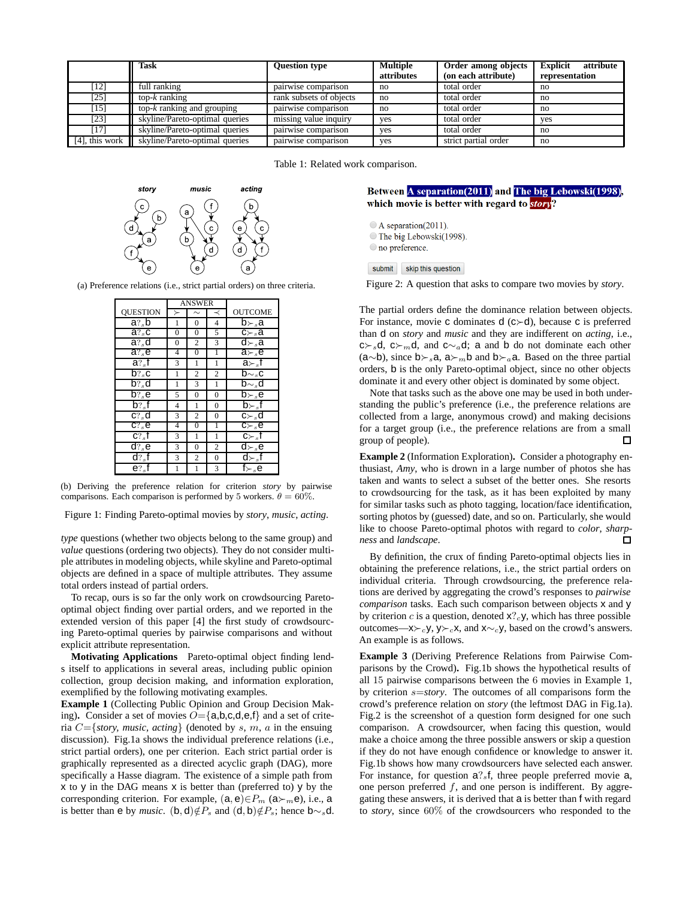| | Task | Question type | Multiple attributes | Order among objects (on each attribute) | Explicit attribute representation |
|---|---|---|---|---|---|
| [12] | full ranking | pairwise comparison | no | total order | no |
| [25] | top-$k$ ranking | rank subsets of objects | no | total order | no |
| [15] | top-$k$ ranking and grouping | pairwise comparison | no | total order | no |
| [23] | skyline/Pareto-optimal queries | missing value inquiry | yes | total order | yes |
| [17] | skyline/Pareto-optimal queries | pairwise comparison | yes | total order | no |
| [4], this work | skyline/Pareto-optimal queries | pairwise comparison | yes | strict partial order | no |

Table 1: Related work comparison.

story

music

acting

(a) Preference relations (i.e., strict partial orders) on three criteria.

| QUESTION | ANSWER $\succ$ | ANSWER $\sim$ | ANSWER $\prec$ | OUTCOME |
|---|---|---|---|---|
| a$?_s$b | 1 | 0 | 4 | b$\succ_s$a |
| a$?_s$c | 0 | 0 | 5 | c$\succ_s$a |
| a$?_s$d | 0 | 2 | 3 | d$\succ_s$a |
| a$?_s$e | 4 | 0 | 1 | a$\succ_s$e |
| a$?_s$f | 3 | 1 | 1 | a$\succ_s$f |
| b$?_s$c | 1 | 2 | 2 | b$\sim_s$c |
| b$?_s$d | 1 | 3 | 1 | b$\sim_s$d |
| b$?_s$e | 5 | 0 | 0 | b$\succ_s$e |
| b$?_s$f | 4 | 1 | 0 | b$\succ_s$f |
| c$?_s$d | 3 | 2 | 0 | c$\succ_s$d |
| c$?_s$e | 4 | 0 | 1 | c$\succ_s$e |
| c$?_s$f | 3 | 1 | 1 | c$\succ_s$f |
| d$?_s$e | 3 | 0 | 2 | d$\succ_s$e |
| d$?_s$f | 3 | 2 | 0 | d$\succ_s$f |
| e$?_s$f | 1 | 1 | 3 | f$\succ_s$e |

(b) Deriving the preference relation for criterion *story* by pairwise comparisons. Each comparison is performed by 5 workers. $\theta = 60\%$.

Figure 1: Finding Pareto-optimal movies by *story*, *music*, *acting*.

*type* questions (whether two objects belong to the same group) and *value* questions (ordering two objects). They do not consider multiple attributes in modeling objects, while skyline and Pareto-optimal objects are defined in a space of multiple attributes. They assume total orders instead of partial orders.

To recap, ours is so far the only work on crowdsourcing Pareto-optimal object finding over partial orders, and we reported in the extended version of this paper [4] the first study of crowdsourcing Pareto-optimal queries by pairwise comparisons and without explicit attribute representation.

**Motivating Applications** Pareto-optimal object finding lends itself to applications in several areas, including public opinion collection, group decision making, and information exploration, exemplified by the following motivating examples.

**Example 1** (Collecting Public Opinion and Group Decision Making)**.** Consider a set of movies $O$={a,b,c,d,e,f} and a set of criteria $C$={*story*, *music*, *acting*} (denoted by $s$, $m$, $a$ in the ensuing discussion). Fig.1a shows the individual preference relations (i.e., strict partial orders), one per criterion. Each strict partial order is graphically represented as a directed acyclic graph (DAG), more specifically a Hasse diagram. The existence of a simple path from x to y in the DAG means x is better than (preferred to) y by the corresponding criterion. For example, (a, e)$\in P_m$ (a$\succ_m$e), i.e., a is better than e by *music*. (b, d)$\notin P_s$ and (d, b)$\notin P_s$; hence b$\sim_s$d.

**Between A separation(2011) and The big Lebowski(1998), which movie is better with regard to *story*?**

A separation(2011).
The big Lebowski(1998).
no preference.

submit | skip this question

Figure 2: A question that asks to compare two movies by *story*.

The partial orders define the dominance relation between objects. For instance, movie c dominates d (c$\succ$d), because c is preferred than d on *story* and *music* and they are indifferent on *acting*, i.e., c$\succ_s$d, c$\succ_m$d, and c$\sim_a$d; a and b do not dominate each other (a$\sim$b), since b$\succ_s$a, a$\succ_m$b and b$\succ_a$a. Based on the three partial orders, b is the only Pareto-optimal object, since no other objects dominate it and every other object is dominated by some object.

Note that tasks such as the above one may be used in both understanding the public's preference (i.e., the preference relations are collected from a large, anonymous crowd) and making decisions for a target group (i.e., the preference relations are from a small group of people). □

**Example 2** (Information Exploration)**.** Consider a photography enthusiast, *Amy*, who is drown in a large number of photos she has taken and wants to select a subset of the better ones. She resorts to crowdsourcing for the task, as it has been exploited by many for similar tasks such as photo tagging, location/face identification, sorting photos by (guessed) date, and so on. Particularly, she would like to choose Pareto-optimal photos with regard to *color*, *sharpness* and *landscape*. □

By definition, the crux of finding Pareto-optimal objects lies in obtaining the preference relations, i.e., the strict partial orders on individual criteria. Through crowdsourcing, the preference relations are derived by aggregating the crowd's responses to *pairwise comparison* tasks. Each such comparison between objects x and y by criterion $c$ is a question, denoted x$?_c$y, which has three possible outcomes—x$\succ_c$y, y$\succ_c$x, and x$\sim_c$y, based on the crowd's answers. An example is as follows.

**Example 3** (Deriving Preference Relations from Pairwise Comparisons by the Crowd)**.** Fig.1b shows the hypothetical results of all 15 pairwise comparisons between the 6 movies in Example 1, by criterion $s$=*story*. The outcomes of all comparisons form the crowd's preference relation on *story* (the leftmost DAG in Fig.1a). Fig.2 is the screenshot of a question form designed for one such comparison. A crowdsourcer, when facing this question, would make a choice among the three possible answers or skip a question if they do not have enough confidence or knowledge to answer it. Fig.1b shows how many crowdsourcers have selected each answer. For instance, for question a$?_s$f, three people preferred movie a, one person preferred $f$, and one person is indifferent. By aggregating these answers, it is derived that a is better than f with regard to *story*, since 60% of the crowdsourcers who responded to the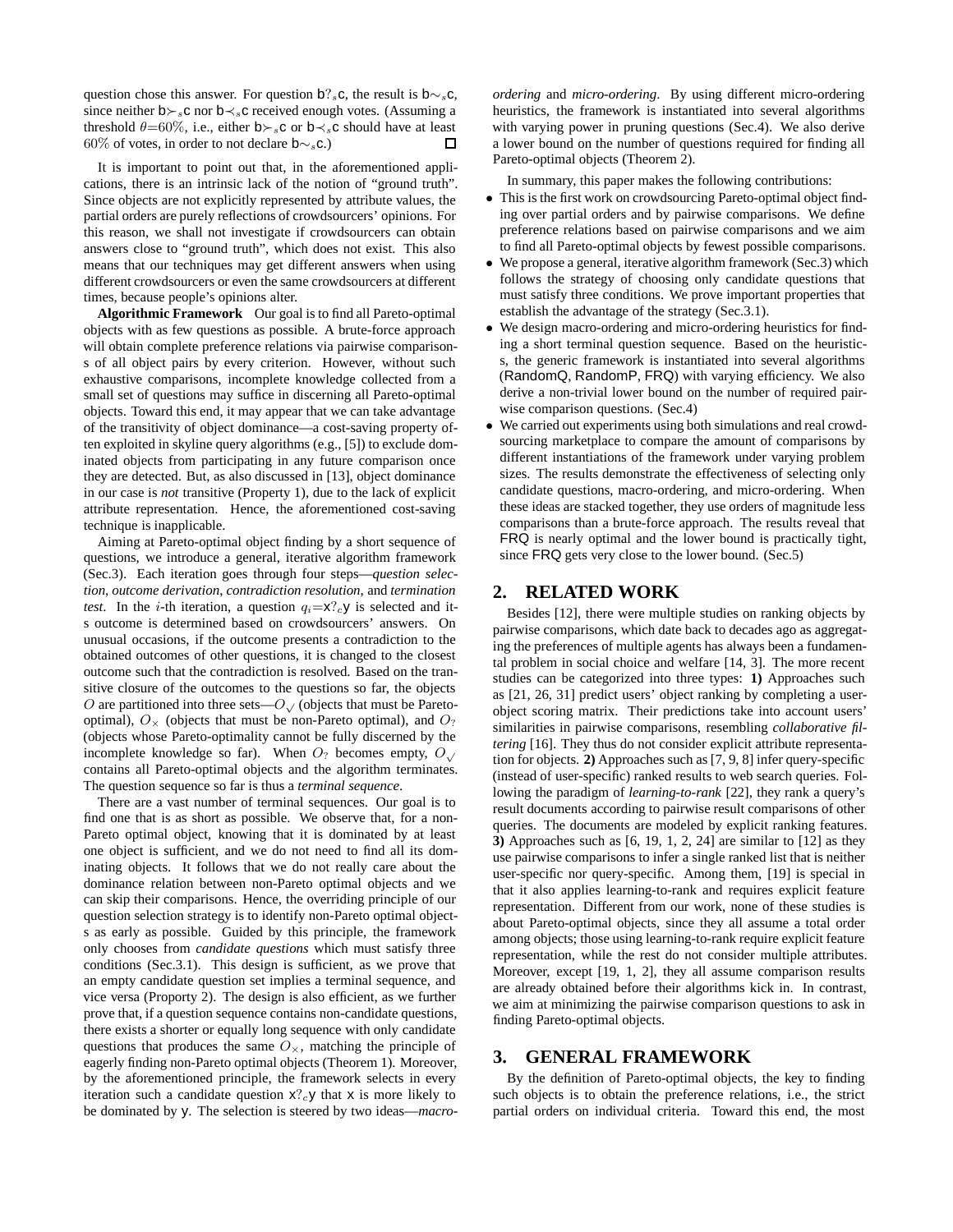question chose this answer. For question $\mathsf{b}?_s\mathsf{c}$, the result is $\mathsf{b}\sim_s\mathsf{c}$, since neither $\mathsf{b}\succ_s\mathsf{c}$ nor $\mathsf{b}\prec_s\mathsf{c}$ received enough votes. (Assuming a threshold $\theta=60\%$, i.e., either $\mathsf{b}\succ_s\mathsf{c}$ or $\mathsf{b}\prec_s\mathsf{c}$ should have at least $60\%$ of votes, in order to not declare $\mathsf{b}\sim_s\mathsf{c}$.) □

It is important to point out that, in the aforementioned applications, there is an intrinsic lack of the notion of "ground truth". Since objects are not explicitly represented by attribute values, the partial orders are purely reflections of crowdsourcers' opinions. For this reason, we shall not investigate if crowdsourcers can obtain answers close to "ground truth", which does not exist. This also means that our techniques may get different answers when using different crowdsourcers or even the same crowdsourcers at different times, because people's opinions alter.

**Algorithmic Framework** Our goal is to find all Pareto-optimal objects with as few questions as possible. A brute-force approach will obtain complete preference relations via pairwise comparisons of all object pairs by every criterion. However, without such exhaustive comparisons, incomplete knowledge collected from a small set of questions may suffice in discerning all Pareto-optimal objects. Toward this end, it may appear that we can take advantage of the transitivity of object dominance—a cost-saving property often exploited in skyline query algorithms (e.g., [5]) to exclude dominated objects from participating in any future comparison once they are detected. But, as also discussed in [13], object dominance in our case is *not* transitive (Property 1), due to the lack of explicit attribute representation. Hence, the aforementioned cost-saving technique is inapplicable.

Aiming at Pareto-optimal object finding by a short sequence of questions, we introduce a general, iterative algorithm framework (Sec.3). Each iteration goes through four steps—*question selection*, *outcome derivation*, *contradiction resolution*, and *termination test*. In the $i$-th iteration, a question $q_i=\mathsf{x}?_c\mathsf{y}$ is selected and its outcome is determined based on crowdsourcers' answers. On unusual occasions, if the outcome presents a contradiction to the obtained outcomes of other questions, it is changed to the closest outcome such that the contradiction is resolved. Based on the transitive closure of the outcomes to the questions so far, the objects $O$ are partitioned into three sets—$O_{\surd}$ (objects that must be Pareto-optimal), $O_{\times}$ (objects that must be non-Pareto optimal), and $O_?$ (objects whose Pareto-optimality cannot be fully discerned by the incomplete knowledge so far). When $O_?$ becomes empty, $O_{\surd}$ contains all Pareto-optimal objects and the algorithm terminates. The question sequence so far is thus a *terminal sequence*.

There are a vast number of terminal sequences. Our goal is to find one that is as short as possible. We observe that, for a non-Pareto optimal object, knowing that it is dominated by at least one object is sufficient, and we do not need to find all its dominating objects. It follows that we do not really care about the dominance relation between non-Pareto optimal objects and we can skip their comparisons. Hence, the overriding principle of our question selection strategy is to identify non-Pareto optimal objects as early as possible. Guided by this principle, the framework only chooses from *candidate questions* which must satisfy three conditions (Sec.3.1). This design is sufficient, as we prove that an empty candidate question set implies a terminal sequence, and vice versa (Property 2). The design is also efficient, as we further prove that, if a question sequence contains non-candidate questions, there exists a shorter or equally long sequence with only candidate questions that produces the same $O_{\times}$, matching the principle of eagerly finding non-Pareto optimal objects (Theorem 1). Moreover, by the aforementioned principle, the framework selects in every iteration such a candidate question $\mathsf{x}?_c\mathsf{y}$ that $\mathsf{x}$ is more likely to be dominated by $\mathsf{y}$. The selection is steered by two ideas—*macro-ordering* and *micro-ordering*. By using different micro-ordering heuristics, the framework is instantiated into several algorithms with varying power in pruning questions (Sec.4). We also derive a lower bound on the number of questions required for finding all Pareto-optimal objects (Theorem 2).

In summary, this paper makes the following contributions:

- This is the first work on crowdsourcing Pareto-optimal object finding over partial orders and by pairwise comparisons. We define preference relations based on pairwise comparisons and we aim to find all Pareto-optimal objects by fewest possible comparisons.
- We propose a general, iterative algorithm framework (Sec.3) which follows the strategy of choosing only candidate questions that must satisfy three conditions. We prove important properties that establish the advantage of the strategy (Sec.3.1).
- We design macro-ordering and micro-ordering heuristics for finding a short terminal question sequence. Based on the heuristics, the generic framework is instantiated into several algorithms (RandomQ, RandomP, FRQ) with varying efficiency. We also derive a non-trivial lower bound on the number of required pairwise comparison questions. (Sec.4)
- We carried out experiments using both simulations and real crowdsourcing marketplace to compare the amount of comparisons by different instantiations of the framework under varying problem sizes. The results demonstrate the effectiveness of selecting only candidate questions, macro-ordering, and micro-ordering. When these ideas are stacked together, they use orders of magnitude less comparisons than a brute-force approach. The results reveal that FRQ is nearly optimal and the lower bound is practically tight, since FRQ gets very close to the lower bound. (Sec.5)

## 2. RELATED WORK

Besides [12], there were multiple studies on ranking objects by pairwise comparisons, which date back to decades ago as aggregating the preferences of multiple agents has always been a fundamental problem in social choice and welfare [14, 3]. The more recent studies can be categorized into three types: **1)** Approaches such as [21, 26, 31] predict users' object ranking by completing a user-object scoring matrix. Their predictions take into account users' similarities in pairwise comparisons, resembling *collaborative filtering* [16]. They thus do not consider explicit attribute representation for objects. **2)** Approaches such as [7, 9, 8] infer query-specific (instead of user-specific) ranked results to web search queries. Following the paradigm of *learning-to-rank* [22], they rank a query's result documents according to pairwise result comparisons of other queries. The documents are modeled by explicit ranking features. **3)** Approaches such as [6, 19, 1, 2, 24] are similar to [12] as they use pairwise comparisons to infer a single ranked list that is neither user-specific nor query-specific. Among them, [19] is special in that it also applies learning-to-rank and requires explicit feature representation. Different from our work, none of these studies is about Pareto-optimal objects, since they all assume a total order among objects; those using learning-to-rank require explicit feature representation, while the rest do not consider multiple attributes. Moreover, except [19, 1, 2], they all assume comparison results are already obtained before their algorithms kick in. In contrast, we aim at minimizing the pairwise comparison questions to ask in finding Pareto-optimal objects.

## 3. GENERAL FRAMEWORK

By the definition of Pareto-optimal objects, the key to finding such objects is to obtain the preference relations, i.e., the strict partial orders on individual criteria. Toward this end, the most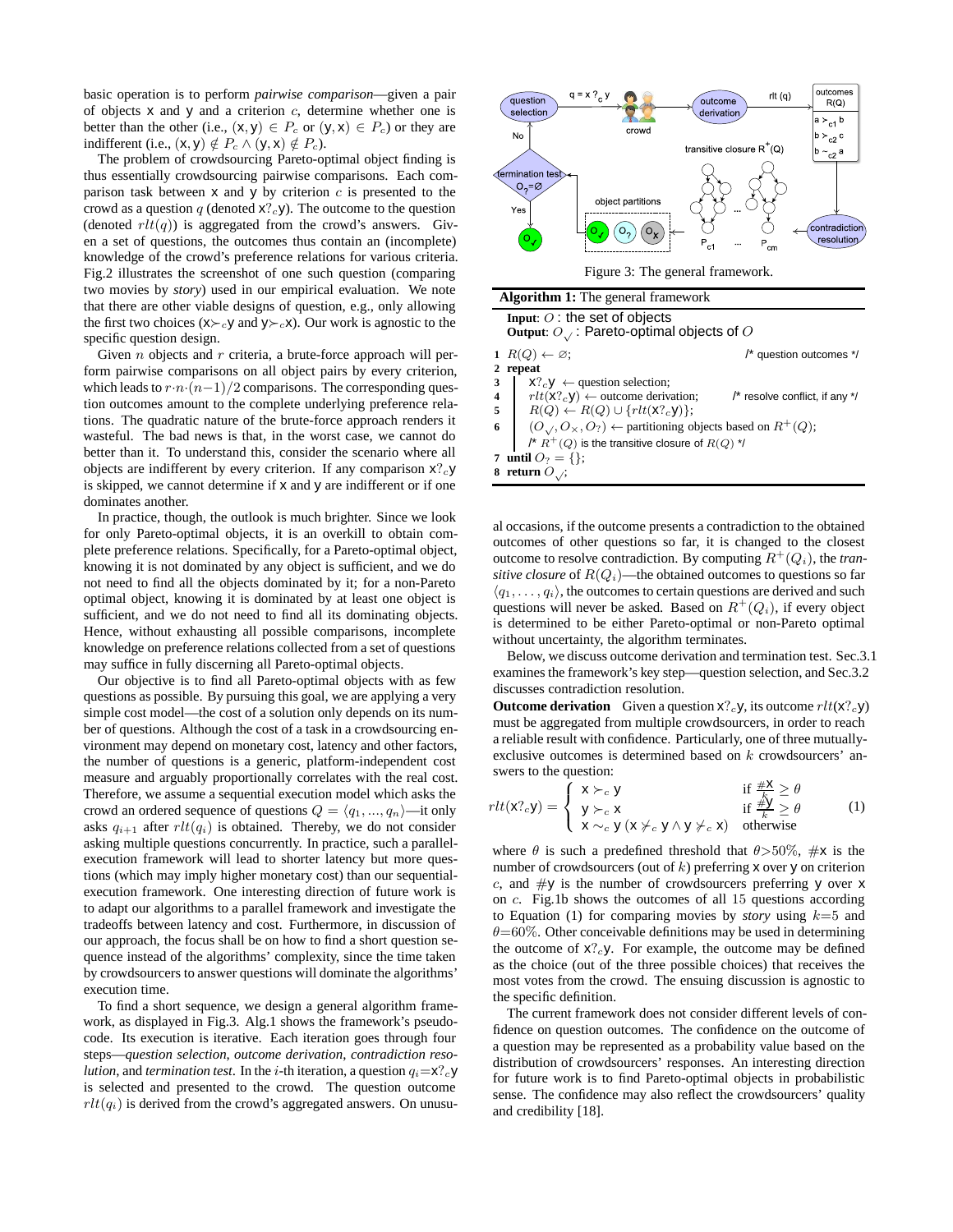basic operation is to perform *pairwise comparison*—given a pair of objects x and y and a criterion $c$, determine whether one is better than the other (i.e., $(\mathsf{x}, \mathsf{y}) \in P_c$ or $(\mathsf{y}, \mathsf{x}) \in P_c$) or they are indifferent (i.e., $(\mathsf{x}, \mathsf{y}) \notin P_c \wedge (\mathsf{y}, \mathsf{x}) \notin P_c$).

The problem of crowdsourcing Pareto-optimal object finding is thus essentially crowdsourcing pairwise comparisons. Each comparison task between x and y by criterion $c$ is presented to the crowd as a question $q$ (denoted $\mathsf{x}?_c\mathsf{y}$). The outcome to the question (denoted $rlt(q)$) is aggregated from the crowd's answers. Given a set of questions, the outcomes thus contain an (incomplete) knowledge of the crowd's preference relations for various criteria. Fig.2 illustrates the screenshot of one such question (comparing two movies by *story*) used in our empirical evaluation. We note that there are other viable designs of question, e.g., only allowing the first two choices ($\mathsf{x}\succ_c\mathsf{y}$ and $\mathsf{y}\succ_c\mathsf{x}$). Our work is agnostic to the specific question design.

Given $n$ objects and $r$ criteria, a brute-force approach will perform pairwise comparisons on all object pairs by every criterion, which leads to $r{\cdot}n{\cdot}(n{-}1)/2$ comparisons. The corresponding question outcomes amount to the complete underlying preference relations. The quadratic nature of the brute-force approach renders it wasteful. The bad news is that, in the worst case, we cannot do better than it. To understand this, consider the scenario where all objects are indifferent by every criterion. If any comparison $\mathsf{x}?_c\mathsf{y}$ is skipped, we cannot determine if x and y are indifferent or if one dominates another.

In practice, though, the outlook is much brighter. Since we look for only Pareto-optimal objects, it is an overkill to obtain complete preference relations. Specifically, for a Pareto-optimal object, knowing it is not dominated by any object is sufficient, and we do not need to find all the objects dominated by it; for a non-Pareto optimal object, knowing it is dominated by at least one object is sufficient, and we do not need to find all its dominating objects. Hence, without exhausting all possible comparisons, incomplete knowledge on preference relations collected from a set of questions may suffice in fully discerning all Pareto-optimal objects.

Our objective is to find all Pareto-optimal objects with as few questions as possible. By pursuing this goal, we are applying a very simple cost model—the cost of a solution only depends on its number of questions. Although the cost of a task in a crowdsourcing environment may depend on monetary cost, latency and other factors, the number of questions is a generic, platform-independent cost measure and arguably proportionally correlates with the real cost. Therefore, we assume a sequential execution model which asks the crowd an ordered sequence of questions $Q = \langle q_1, ..., q_n\rangle$—it only asks $q_{i+1}$ after $rlt(q_i)$ is obtained. Thereby, we do not consider asking multiple questions concurrently. In practice, such a parallel-execution framework will lead to shorter latency but more questions (which may imply higher monetary cost) than our sequential-execution framework. One interesting direction of future work is to adapt our algorithms to a parallel framework and investigate the tradeoffs between latency and cost. Furthermore, in discussion of our approach, the focus shall be on how to find a short question sequence instead of the algorithms' complexity, since the time taken by crowdsourcers to answer questions will dominate the algorithms' execution time.

To find a short sequence, we design a general algorithm framework, as displayed in Fig.3. Alg.1 shows the framework's pseudocode. Its execution is iterative. Each iteration goes through four steps—*question selection*, *outcome derivation*, *contradiction resolution*, and *termination test*. In the $i$-th iteration, a question $q_i{=}\mathsf{x}?_c\mathsf{y}$ is selected and presented to the crowd. The question outcome $rlt(q_i)$ is derived from the crowd's aggregated answers. On unusual occasions, if the outcome presents a contradiction to the obtained outcomes of other questions so far, it is changed to the closest outcome to resolve contradiction. By computing $R^+(Q_i)$, the *transitive closure* of $R(Q_i)$—the obtained outcomes to questions so far $\langle q_1, \ldots, q_i\rangle$, the outcomes to certain questions are derived and such questions will never be asked. Based on $R^+(Q_i)$, if every object is determined to be either Pareto-optimal or non-Pareto optimal without uncertainty, the algorithm terminates.

question selection
q = x ?c y
crowd
outcome derivation
rlt (q)
outcomes R(Q)
a ≻c1 b
b ≻c2 c
b ∼c2 a
transitive closure R+(Q)
No
termination test O? = ∅
Yes
object partitions
O✓ O? O×
P c1 ... P cm
contradiction resolution

Figure 3: The general framework.

**Algorithm 1:** The general framework

**Input**: $O$ : the set of objects
**Output**: $O_{\surd}$ : Pareto-optimal objects of $O$

```
1 R(Q) ← ∅;                                    /* question outcomes */
2 repeat
3     x?_c y ← question selection;
4     rlt(x?_c y) ← outcome derivation;          /* resolve conflict, if any */
5     R(Q) ← R(Q) ∪ {rlt(x?_c y)};
6     (O_√, O_×, O_?) ← partitioning objects based on R+(Q);
      /* R+(Q) is the transitive closure of R(Q) */
7 until O_? = {};
8 return O_√;
```

Below, we discuss outcome derivation and termination test. Sec.3.1 examines the framework's key step—question selection, and Sec.3.2 discusses contradiction resolution.

**Outcome derivation** Given a question $\mathsf{x}?_c\mathsf{y}$, its outcome $rlt(\mathsf{x}?_c\mathsf{y})$ must be aggregated from multiple crowdsourcers, in order to reach a reliable result with confidence. Particularly, one of three mutually-exclusive outcomes is determined based on $k$ crowdsourcers' answers to the question:

$$rlt(\mathsf{x}?_c\mathsf{y}) = \begin{cases} \mathsf{x} \succ_c \mathsf{y} & \text{if } \frac{\#\mathsf{x}}{k} \geq \theta \\ \mathsf{y} \succ_c \mathsf{x} & \text{if } \frac{\#\mathsf{y}}{k} \geq \theta \\ \mathsf{x} \sim_c \mathsf{y}\ (\mathsf{x} \not\succ_c \mathsf{y} \wedge \mathsf{y} \not\succ_c \mathsf{x}) & \text{otherwise} \end{cases} \tag{1}$$

where $\theta$ is such a predefined threshold that $\theta{>}50\%$, $\#\mathsf{x}$ is the number of crowdsourcers (out of $k$) preferring x over y on criterion $c$, and $\#\mathsf{y}$ is the number of crowdsourcers preferring y over x on $c$. Fig.1b shows the outcomes of all 15 questions according to Equation (1) for comparing movies by *story* using $k{=}5$ and $\theta{=}60\%$. Other conceivable definitions may be used in determining the outcome of $\mathsf{x}?_c\mathsf{y}$. For example, the outcome may be defined as the choice (out of the three possible choices) that receives the most votes from the crowd. The ensuing discussion is agnostic to the specific definition.

The current framework does not consider different levels of confidence on question outcomes. The confidence on the outcome of a question may be represented as a probability value based on the distribution of crowdsourcers' responses. An interesting direction for future work is to find Pareto-optimal objects in probabilistic sense. The confidence may also reflect the crowdsourcers' quality and credibility [18].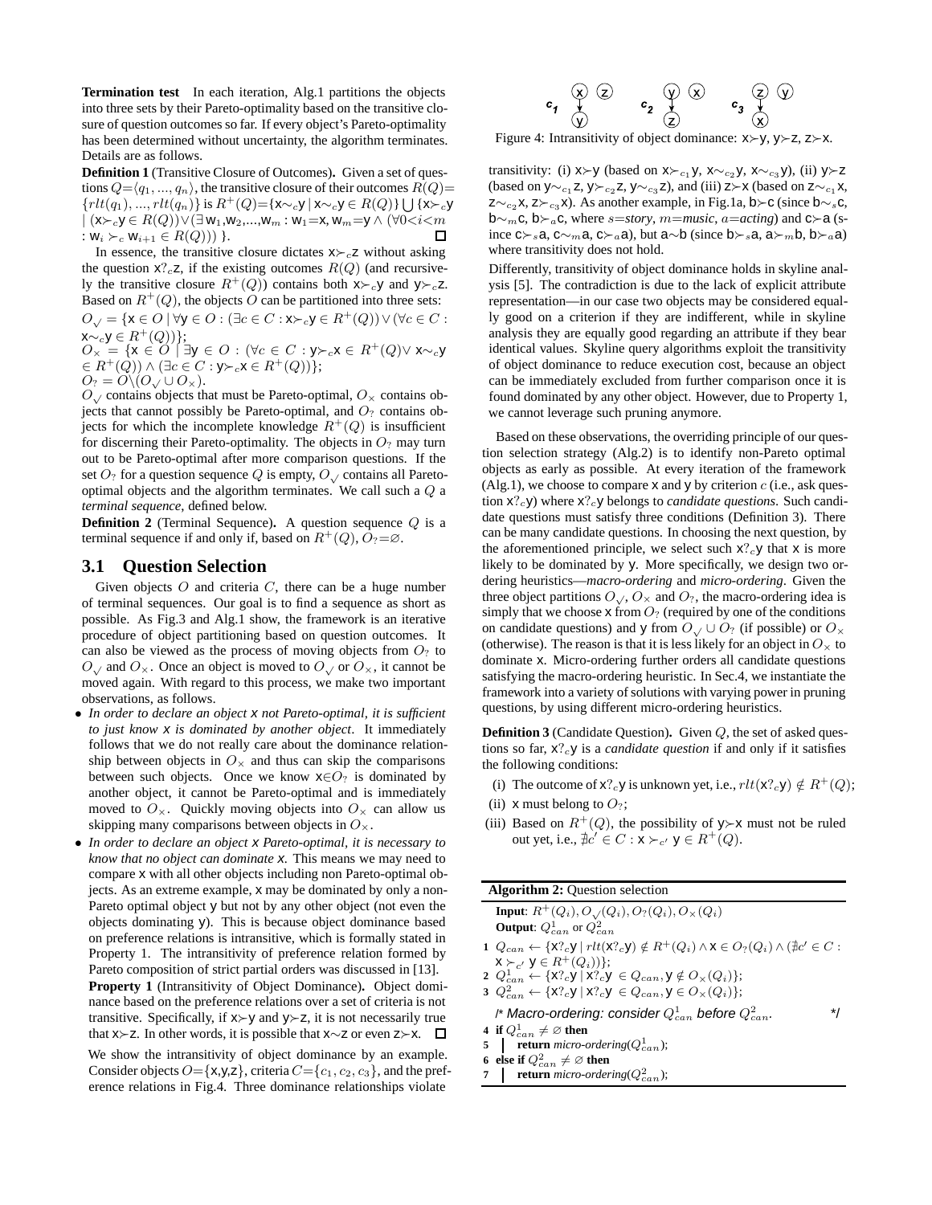**Termination test** In each iteration, Alg.1 partitions the objects into three sets by their Pareto-optimality based on the transitive closure of question outcomes so far. If every object's Pareto-optimality has been determined without uncertainty, the algorithm terminates. Details are as follows.

**Definition 1** (Transitive Closure of Outcomes)**.** Given a set of questions $Q=\langle q_1, ..., q_n\rangle$, the transitive closure of their outcomes $R(Q)=\{rlt(q_1), ..., rlt(q_n)\}$ is $R^+(Q)=\{\mathsf{x}\sim_c\mathsf{y} \mid \mathsf{x}\sim_c\mathsf{y}\in R(Q)\}\bigcup\{\mathsf{x}\succ_c\mathsf{y} \mid (\mathsf{x}\succ_c\mathsf{y}\in R(Q))\vee(\exists\, \mathsf{w}_1,\mathsf{w}_2,...,\mathsf{w}_m : \mathsf{w}_1=\mathsf{x}, \mathsf{w}_m=\mathsf{y} \wedge (\forall 0<i<m : \mathsf{w}_i \succ_c \mathsf{w}_{i+1} \in R(Q)))\}$. □

In essence, the transitive closure dictates $\mathsf{x}\succ_c\mathsf{z}$ without asking the question $\mathsf{x}?_c\mathsf{z}$, if the existing outcomes $R(Q)$ (and recursively the transitive closure $R^+(Q)$) contains both $\mathsf{x}\succ_c\mathsf{y}$ and $\mathsf{y}\succ_c\mathsf{z}$. Based on $R^+(Q)$, the objects $O$ can be partitioned into three sets:

$O_{\surd}=\{\mathsf{x}\in O \mid \forall \mathsf{y}\in O : (\exists c\in C : \mathsf{x}\succ_c\mathsf{y}\in R^+(Q))\vee(\forall c\in C : \mathsf{x}\sim_c\mathsf{y}\in R^+(Q))\}$;

$O_{\times}=\{\mathsf{x}\in O \mid \exists \mathsf{y}\in O : (\forall c\in C : \mathsf{y}\succ_c\mathsf{x}\in R^+(Q)\vee \mathsf{x}\sim_c\mathsf{y}\in R^+(Q))\wedge(\exists c\in C : \mathsf{y}\succ_c\mathsf{x}\in R^+(Q))\}$;

$O_{?}=O\backslash(O_{\surd}\cup O_{\times})$.

$O_{\surd}$ contains objects that must be Pareto-optimal, $O_{\times}$ contains objects that cannot possibly be Pareto-optimal, and $O_{?}$ contains objects for which the incomplete knowledge $R^+(Q)$ is insufficient for discerning their Pareto-optimality. The objects in $O_{?}$ may turn out to be Pareto-optimal after more comparison questions. If the set $O_{?}$ for a question sequence $Q$ is empty, $O_{\surd}$ contains all Pareto-optimal objects and the algorithm terminates. We call such a $Q$ a *terminal sequence*, defined below.

**Definition 2** (Terminal Sequence)**.** A question sequence $Q$ is a terminal sequence if and only if, based on $R^+(Q)$, $O_{?}=\varnothing$.

## 3.1 Question Selection

Given objects $O$ and criteria $C$, there can be a huge number of terminal sequences. Our goal is to find a sequence as short as possible. As Fig.3 and Alg.1 show, the framework is an iterative procedure of object partitioning based on question outcomes. It can also be viewed as the process of moving objects from $O_{?}$ to $O_{\surd}$ and $O_{\times}$. Once an object is moved to $O_{\surd}$ or $O_{\times}$, it cannot be moved again. With regard to this process, we make two important observations, as follows.

- *In order to declare an object x not Pareto-optimal, it is sufficient to just know x is dominated by another object*. It immediately follows that we do not really care about the dominance relationship between objects in $O_{\times}$ and thus can skip the comparisons between such objects. Once we know $\mathsf{x}\in O_{?}$ is dominated by another object, it cannot be Pareto-optimal and is immediately moved to $O_{\times}$. Quickly moving objects into $O_{\times}$ can allow us skipping many comparisons between objects in $O_{\times}$.
- *In order to declare an object x Pareto-optimal, it is necessary to know that no object can dominate x*. This means we may need to compare x with all other objects including non Pareto-optimal objects. As an extreme example, x may be dominated by only a non-Pareto optimal object y but not by any other object (not even the objects dominating y). This is because object dominance based on preference relations is intransitive, which is formally stated in Property 1. The intransitivity of preference relation formed by Pareto composition of strict partial orders was discussed in [13].

  **Property 1** (Intransitivity of Object Dominance)**.** Object dominance based on the preference relations over a set of criteria is not transitive. Specifically, if $\mathsf{x}\succ\mathsf{y}$ and $\mathsf{y}\succ\mathsf{z}$, it is not necessarily true that $\mathsf{x}\succ\mathsf{z}$. In other words, it is possible that $\mathsf{x}\sim\mathsf{z}$ or even $\mathsf{z}\succ\mathsf{x}$. □

  We show the intransitivity of object dominance by an example. Consider objects $O=\{\mathsf{x},\mathsf{y},\mathsf{z}\}$, criteria $C=\{c_1, c_2, c_3\}$, and the preference relations in Fig.4. Three dominance relationships violate transitivity: (i) $\mathsf{x}\succ\mathsf{y}$ (based on $\mathsf{x}\succ_{c_1}\mathsf{y}$, $\mathsf{x}\sim_{c_2}\mathsf{y}$, $\mathsf{x}\sim_{c_3}\mathsf{y}$), (ii) $\mathsf{y}\succ\mathsf{z}$ (based on $\mathsf{y}\sim_{c_1}\mathsf{z}$, $\mathsf{y}\succ_{c_2}\mathsf{z}$, $\mathsf{y}\sim_{c_3}\mathsf{z}$), and (iii) $\mathsf{z}\succ\mathsf{x}$ (based on $\mathsf{z}\sim_{c_1}\mathsf{x}$, $\mathsf{z}\sim_{c_2}\mathsf{x}$, $\mathsf{z}\succ_{c_3}\mathsf{x}$). As another example, in Fig.1a, $\mathsf{b}\succ\mathsf{c}$ (since $\mathsf{b}\sim_s\mathsf{c}$, $\mathsf{b}\sim_m\mathsf{c}$, $\mathsf{b}\succ_a\mathsf{c}$, where $s$=*story*, $m$=*music*, $a$=*acting*) and $\mathsf{c}\succ\mathsf{a}$ (since $\mathsf{c}\succ_s\mathsf{a}$, $\mathsf{c}\sim_m\mathsf{a}$, $\mathsf{c}\succ_a\mathsf{a}$), but $\mathsf{a}\sim\mathsf{b}$ (since $\mathsf{b}\succ_s\mathsf{a}$, $\mathsf{a}\succ_m\mathsf{b}$, $\mathsf{b}\succ_a\mathsf{a}$) where transitivity does not hold.

$c_1$: x → y, z; $c_2$: y → z, x; $c_3$: z → x, y

Figure 4: Intransitivity of object dominance: $\mathsf{x}\succ\mathsf{y}$, $\mathsf{y}\succ\mathsf{z}$, $\mathsf{z}\succ\mathsf{x}$.

Differently, transitivity of object dominance holds in skyline analysis [5]. The contradiction is due to the lack of explicit attribute representation—in our case two objects may be considered equally good on a criterion if they are indifferent, while in skyline analysis they are equally good regarding an attribute if they bear identical values. Skyline query algorithms exploit the transitivity of object dominance to reduce execution cost, because an object can be immediately excluded from further comparison once it is found dominated by any other object. However, due to Property 1, we cannot leverage such pruning anymore.

Based on these observations, the overriding principle of our question selection strategy (Alg.2) is to identify non-Pareto optimal objects as early as possible. At every iteration of the framework (Alg.1), we choose to compare x and y by criterion $c$ (i.e., ask question $\mathsf{x}?_c\mathsf{y}$) where $\mathsf{x}?_c\mathsf{y}$ belongs to *candidate questions*. Such candidate questions must satisfy three conditions (Definition 3). There can be many candidate questions. In choosing the next question, by the aforementioned principle, we select such $\mathsf{x}?_c\mathsf{y}$ that x is more likely to be dominated by y. More specifically, we design two ordering heuristics—*macro-ordering* and *micro-ordering*. Given the three object partitions $O_{\surd}$, $O_{\times}$ and $O_{?}$, the macro-ordering idea is simply that we choose x from $O_{?}$ (required by one of the conditions on candidate questions) and y from $O_{\surd}\cup O_{?}$ (if possible) or $O_{\times}$ (otherwise). The reason is that it is less likely for an object in $O_{\times}$ to dominate x. Micro-ordering further orders all candidate questions satisfying the macro-ordering heuristic. In Sec.4, we instantiate the framework into a variety of solutions with varying power in pruning questions, by using different micro-ordering heuristics.

**Definition 3** (Candidate Question)**.** Given $Q$, the set of asked questions so far, $\mathsf{x}?_c\mathsf{y}$ is a *candidate question* if and only if it satisfies the following conditions:

(i) The outcome of $\mathsf{x}?_c\mathsf{y}$ is unknown yet, i.e., $rlt(\mathsf{x}?_c\mathsf{y})\notin R^+(Q)$;

(ii) x must belong to $O_{?}$;

(iii) Based on $R^+(Q)$, the possibility of $\mathsf{y}\succ\mathsf{x}$ must not be ruled out yet, i.e., $\nexists c'\in C : \mathsf{x}\succ_{c'}\mathsf{y}\in R^+(Q)$.

**Algorithm 2:** Question selection

**Input**: $R^+(Q_i), O_{\surd}(Q_i), O_{?}(Q_i), O_{\times}(Q_i)$
**Output**: $Q^1_{can}$ or $Q^2_{can}$

1 $Q_{can}\leftarrow\{\mathsf{x}?_c\mathsf{y} \mid rlt(\mathsf{x}?_c\mathsf{y})\notin R^+(Q_i)\wedge \mathsf{x}\in O_{?}(Q_i)\wedge(\nexists c'\in C : \mathsf{x}\succ_{c'}\mathsf{y}\in R^+(Q_i))\}$;
2 $Q^1_{can}\leftarrow\{\mathsf{x}?_c\mathsf{y} \mid \mathsf{x}?_c\mathsf{y}\in Q_{can}, \mathsf{y}\notin O_{\times}(Q_i)\}$;
3 $Q^2_{can}\leftarrow\{\mathsf{x}?_c\mathsf{y} \mid \mathsf{x}?_c\mathsf{y}\in Q_{can}, \mathsf{y}\in O_{\times}(Q_i)\}$;
/* Macro-ordering: consider $Q^1_{can}$ before $Q^2_{can}$. */
4 **if** $Q^1_{can}\neq\varnothing$ **then**
5 | **return** *micro-ordering*($Q^1_{can}$);
6 **else if** $Q^2_{can}\neq\varnothing$ **then**
7 | **return** *micro-ordering*($Q^2_{can}$);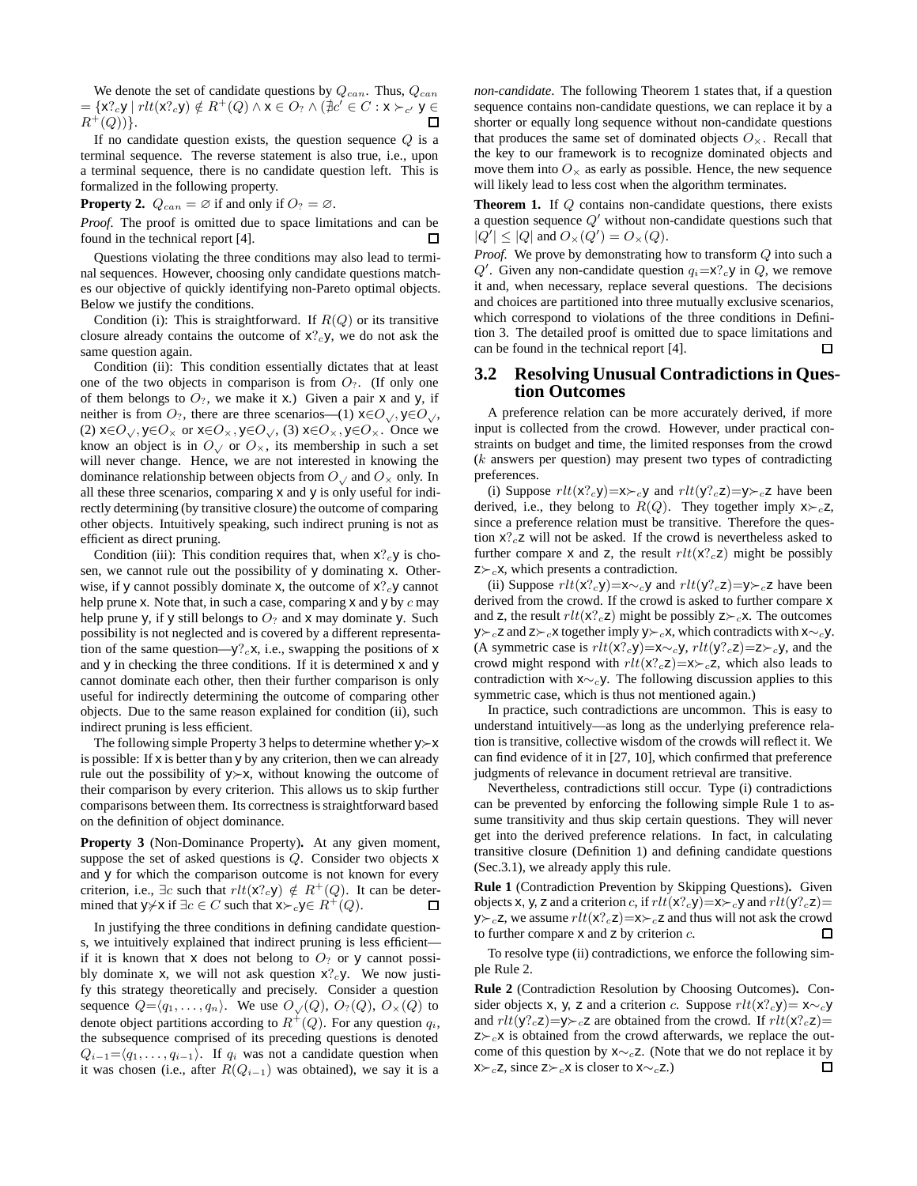We denote the set of candidate questions by $Q_{can}$. Thus, $Q_{can} = \{\mathsf{x}?_c\mathsf{y} \mid rlt(\mathsf{x}?_c\mathsf{y}) \notin R^+(Q) \wedge \mathsf{x} \in O_? \wedge (\nexists c' \in C : \mathsf{x} \succ_{c'} \mathsf{y} \in R^+(Q))\}$. □

If no candidate question exists, the question sequence $Q$ is a terminal sequence. The reverse statement is also true, i.e., upon a terminal sequence, there is no candidate question left. This is formalized in the following property.

**Property 2.** $Q_{can} = \varnothing$ if and only if $O_? = \varnothing$.

*Proof.* The proof is omitted due to space limitations and can be found in the technical report [4]. □

Questions violating the three conditions may also lead to terminal sequences. However, choosing only candidate questions matches our objective of quickly identifying non-Pareto optimal objects. Below we justify the conditions.

Condition (i): This is straightforward. If $R(Q)$ or its transitive closure already contains the outcome of $\mathsf{x}?_c\mathsf{y}$, we do not ask the same question again.

Condition (ii): This condition essentially dictates that at least one of the two objects in comparison is from $O_?$. (If only one of them belongs to $O_?$, we make it x.) Given a pair x and y, if neither is from $O_?$, there are three scenarios—(1) $\mathsf{x}{\in}O_{\surd}, \mathsf{y}{\in}O_{\surd}$, (2) $\mathsf{x}{\in}O_{\surd}, \mathsf{y}{\in}O_{\times}$ or $\mathsf{x}{\in}O_{\times}, \mathsf{y}{\in}O_{\surd}$, (3) $\mathsf{x}{\in}O_{\times}, \mathsf{y}{\in}O_{\times}$. Once we know an object is in $O_{\surd}$ or $O_{\times}$, its membership in such a set will never change. Hence, we are not interested in knowing the dominance relationship between objects from $O_{\surd}$ and $O_{\times}$ only. In all these three scenarios, comparing x and y is only useful for indirectly determining (by transitive closure) the outcome of comparing other objects. Intuitively speaking, such indirect pruning is not as efficient as direct pruning.

Condition (iii): This condition requires that, when $\mathsf{x}?_c\mathsf{y}$ is chosen, we cannot rule out the possibility of y dominating x. Otherwise, if y cannot possibly dominate x, the outcome of $\mathsf{x}?_c\mathsf{y}$ cannot help prune x. Note that, in such a case, comparing x and y by $c$ may help prune y, if y still belongs to $O_?$ and x may dominate y. Such possibility is not neglected and is covered by a different representation of the same question—$\mathsf{y}?_c\mathsf{x}$, i.e., swapping the positions of x and y in checking the three conditions. If it is determined x and y cannot dominate each other, then their further comparison is only useful for indirectly determining the outcome of comparing other objects. Due to the same reason explained for condition (ii), such indirect pruning is less efficient.

The following simple Property 3 helps to determine whether $\mathsf{y}{\succ}\mathsf{x}$ is possible: If x is better than y by any criterion, then we can already rule out the possibility of $\mathsf{y}{\succ}\mathsf{x}$, without knowing the outcome of their comparison by every criterion. This allows us to skip further comparisons between them. Its correctness is straightforward based on the definition of object dominance.

**Property 3** (Non-Dominance Property)**.** At any given moment, suppose the set of asked questions is $Q$. Consider two objects x and y for which the comparison outcome is not known for every criterion, i.e., $\exists c$ such that $rlt(\mathsf{x}?_c\mathsf{y}) \notin R^+(Q)$. It can be determined that $\mathsf{y}{\nsucc}\mathsf{x}$ if $\exists c \in C$ such that $\mathsf{x}{\succ_c}\mathsf{y}{\in} R^+(Q)$. □

In justifying the three conditions in defining candidate questions, we intuitively explained that indirect pruning is less efficient—if it is known that x does not belong to $O_?$ or y cannot possibly dominate x, we will not ask question $\mathsf{x}?_c\mathsf{y}$. We now justify this strategy theoretically and precisely. Consider a question sequence $Q{=}\langle q_1, \ldots, q_n\rangle$. We use $O_{\surd}(Q)$, $O_?(Q)$, $O_{\times}(Q)$ to denote object partitions according to $R^+(Q)$. For any question $q_i$, the subsequence comprised of its preceding questions is denoted $Q_{i-1}{=}\langle q_1, \ldots, q_{i-1}\rangle$. If $q_i$ was not a candidate question when it was chosen (i.e., after $R(Q_{i-1})$ was obtained), we say it is a *non-candidate*. The following Theorem 1 states that, if a question sequence contains non-candidate questions, we can replace it by a shorter or equally long sequence without non-candidate questions that produces the same set of dominated objects $O_{\times}$. Recall that the key to our framework is to recognize dominated objects and move them into $O_{\times}$ as early as possible. Hence, the new sequence will likely lead to less cost when the algorithm terminates.

**Theorem 1.** If $Q$ contains non-candidate questions, there exists a question sequence $Q'$ without non-candidate questions such that $|Q'| \leq |Q|$ and $O_{\times}(Q') = O_{\times}(Q)$.

*Proof.* We prove by demonstrating how to transform $Q$ into such a $Q'$. Given any non-candidate question $q_i{=}\mathsf{x}?_c\mathsf{y}$ in $Q$, we remove it and, when necessary, replace several questions. The decisions and choices are partitioned into three mutually exclusive scenarios, which correspond to violations of the three conditions in Definition 3. The detailed proof is omitted due to space limitations and can be found in the technical report [4]. □

## 3.2 Resolving Unusual Contradictions in Question Outcomes

A preference relation can be more accurately derived, if more input is collected from the crowd. However, under practical constraints on budget and time, the limited responses from the crowd ($k$ answers per question) may present two types of contradicting preferences.

(i) Suppose $rlt(\mathsf{x}?_c\mathsf{y}){=}\mathsf{x}{\succ_c}\mathsf{y}$ and $rlt(\mathsf{y}?_c\mathsf{z}){=}\mathsf{y}{\succ_c}\mathsf{z}$ have been derived, i.e., they belong to $R(Q)$. They together imply $\mathsf{x}{\succ_c}\mathsf{z}$, since a preference relation must be transitive. Therefore the question $\mathsf{x}?_c\mathsf{z}$ will not be asked. If the crowd is nevertheless asked to further compare x and z, the result $rlt(\mathsf{x}?_c\mathsf{z})$ might be possibly $\mathsf{z}{\succ_c}\mathsf{x}$, which presents a contradiction.

(ii) Suppose $rlt(\mathsf{x}?_c\mathsf{y}){=}\mathsf{x}{\sim_c}\mathsf{y}$ and $rlt(\mathsf{y}?_c\mathsf{z}){=}\mathsf{y}{\succ_c}\mathsf{z}$ have been derived from the crowd. If the crowd is asked to further compare x and z, the result $rlt(\mathsf{x}?_c\mathsf{z})$ might be possibly $\mathsf{z}{\succ_c}\mathsf{x}$. The outcomes $\mathsf{y}{\succ_c}\mathsf{z}$ and $\mathsf{z}{\succ_c}\mathsf{x}$ together imply $\mathsf{y}{\succ_c}\mathsf{x}$, which contradicts with $\mathsf{x}{\sim_c}\mathsf{y}$. (A symmetric case is $rlt(\mathsf{x}?_c\mathsf{y}){=}\mathsf{x}{\sim_c}\mathsf{y}$, $rlt(\mathsf{y}?_c\mathsf{z}){=}\mathsf{z}{\succ_c}\mathsf{y}$, and the crowd might respond with $rlt(\mathsf{x}?_c\mathsf{z}){=}\mathsf{x}{\succ_c}\mathsf{z}$, which also leads to contradiction with $\mathsf{x}{\sim_c}\mathsf{y}$. The following discussion applies to this symmetric case, which is thus not mentioned again.)

In practice, such contradictions are uncommon. This is easy to understand intuitively—as long as the underlying preference relation is transitive, collective wisdom of the crowds will reflect it. We can find evidence of it in [27, 10], which confirmed that preference judgments of relevance in document retrieval are transitive.

Nevertheless, contradictions still occur. Type (i) contradictions can be prevented by enforcing the following simple Rule 1 to assume transitivity and thus skip certain questions. They will never get into the derived preference relations. In fact, in calculating transitive closure (Definition 1) and defining candidate questions (Sec.3.1), we already apply this rule.

**Rule 1** (Contradiction Prevention by Skipping Questions)**.** Given objects x, y, z and a criterion $c$, if $rlt(\mathsf{x}?_c\mathsf{y}){=}\mathsf{x}{\succ_c}\mathsf{y}$ and $rlt(\mathsf{y}?_c\mathsf{z}){=} \mathsf{y}{\succ_c}\mathsf{z}$, we assume $rlt(\mathsf{x}?_c\mathsf{z}){=}\mathsf{x}{\succ_c}\mathsf{z}$ and thus will not ask the crowd to further compare x and z by criterion $c$. □

To resolve type (ii) contradictions, we enforce the following simple Rule 2.

**Rule 2** (Contradiction Resolution by Choosing Outcomes)**.** Consider objects x, y, z and a criterion $c$. Suppose $rlt(\mathsf{x}?_c\mathsf{y}){=}\ \mathsf{x}{\sim_c}\mathsf{y}$ and $rlt(\mathsf{y}?_c\mathsf{z}){=}\mathsf{y}{\succ_c}\mathsf{z}$ are obtained from the crowd. If $rlt(\mathsf{x}?_c\mathsf{z}){=} \mathsf{z}{\succ_c}\mathsf{x}$ is obtained from the crowd afterwards, we replace the outcome of this question by $\mathsf{x}{\sim_c}\mathsf{z}$. (Note that we do not replace it by $\mathsf{x}{\succ_c}\mathsf{z}$, since $\mathsf{z}{\succ_c}\mathsf{x}$ is closer to $\mathsf{x}{\sim_c}\mathsf{z}$.) □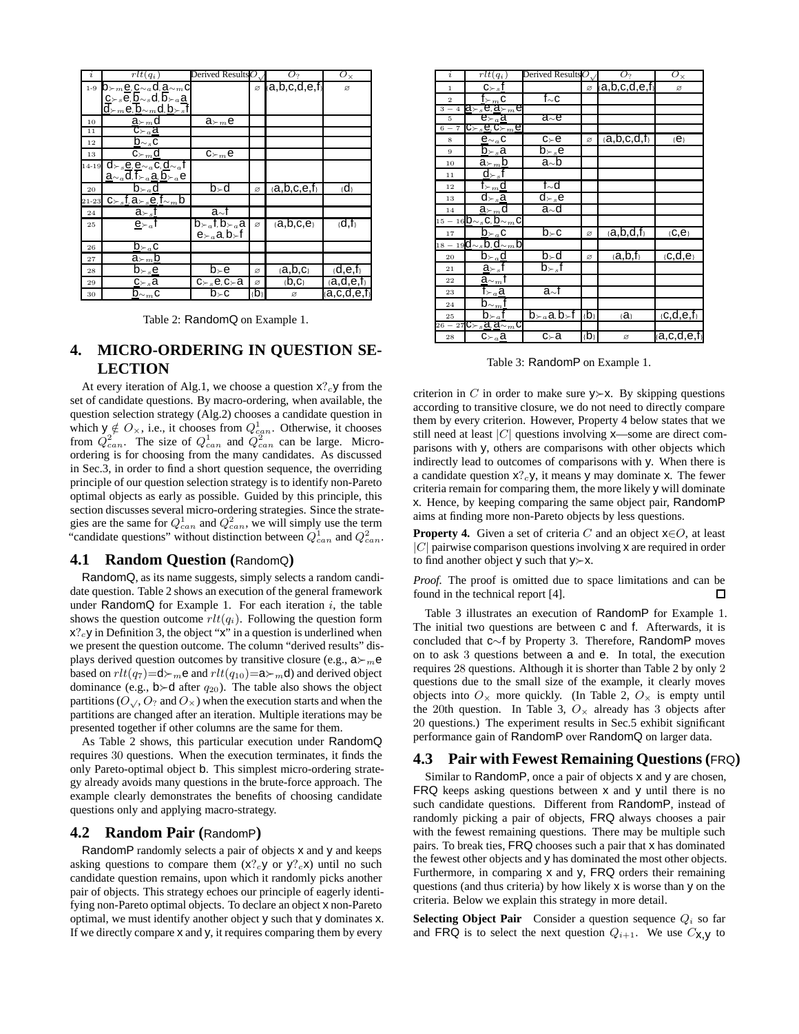| $i$ | $rlt(q_i)$ | Derived Results | $O_{\surd}$ | $O_?$ | $O_\times$ |
|---|---|---|---|---|---|
| 1-9 | $\underline{b}\succ_m e$, $\underline{c}\sim_a d$, $\underline{a}\sim_m c$, $\underline{c}\succ_s e$, $\underline{b}\sim_s d$, $\underline{b}\succ_a a$, $\underline{d}\succ_m e$, $\underline{b}\sim_m d$, $\underline{b}\succ_s f$ | | $\varnothing$ | {a,b,c,d,e,f} | $\varnothing$ |
| 10 | $\underline{a}\succ_m d$ | $a\succ_m e$ | | | |
| 11 | $\underline{c}\succ_a a$ | | | | |
| 12 | $\underline{b}\sim_s c$ | | | | |
| 13 | $\underline{c}\succ_m d$ | $c\succ_m e$ | | | |
| 14-19 | $\underline{d}\succ_s e$, $\underline{e}\sim_a c$, $\underline{d}\sim_a f$, $\underline{a}\sim_a d$, $\underline{f}\succ_a a$, $\underline{b}\succ_a e$ | | | | |
| 20 | $\underline{b}\succ_a d$ | $b\succ d$ | $\varnothing$ | {a,b,c,e,f} | {d} |
| 21-23 | $\underline{c}\succ_s f$, $\underline{a}\succ_s e$, $\underline{f}\sim_m b$ | | | | |
| 24 | $\underline{a}\succ_s f$ | $a\sim f$ | | | |
| 25 | $\underline{e}\succ_a f$ | $b\succ_a f$, $b\succ_a a$, $e\succ_a a$, $b\succ f$ | $\varnothing$ | {a,b,c,e} | {d,f} |
| 26 | $\underline{b}\succ_a c$ | | | | |
| 27 | $\underline{a}\succ_m b$ | | | | |
| 28 | $\underline{b}\succ_s e$ | $b\succ e$ | $\varnothing$ | {a,b,c} | {d,e,f} |
| 29 | $\underline{c}\succ_s a$ | $c\succ_s e$, $c\succ a$ | $\varnothing$ | {b,c} | {a,d,e,f} |
| 30 | $\underline{b}\sim_m c$ | $b\succ c$ | {b} | $\varnothing$ | {a,c,d,e,f} |

Table 2: RandomQ on Example 1.

| $i$ | $rlt(q_i)$ | Derived Results | $O_{\surd}$ | $O_?$ | $O_\times$ |
|---|---|---|---|---|---|
| 1 | $\underline{c}\succ_s f$ | | $\varnothing$ | {a,b,c,d,e,f} | $\varnothing$ |
| 2 | $\underline{f}\succ_m c$ | $f\sim c$ | | | |
| $3-4$ | $\underline{a}\succ_s e$, $\underline{a}\succ_m e$ | | | | |
| 5 | $\underline{e}\succ_a a$ | $a\sim e$ | | | |
| $6-7$ | $\underline{c}\succ_s e$, $\underline{c}\succ_m e$ | | | | |
| 8 | $\underline{e}\sim_a c$ | $c\succ e$ | $\varnothing$ | {a,b,c,d,f} | {e} |
| 9 | $\underline{b}\succ_s a$ | $b\succ_s e$ | | | |
| 10 | $\underline{a}\succ_m b$ | $a\sim b$ | | | |
| 11 | $\underline{d}\succ_s f$ | | | | |
| 12 | $\underline{f}\succ_m d$ | $f\sim d$ | | | |
| 13 | $\underline{d}\succ_s a$ | $d\succ_s e$ | | | |
| 14 | $\underline{a}\succ_m d$ | $a\sim d$ | | | |
| $15-16$ | $\underline{b}\sim_s c$, $\underline{b}\sim_m c$ | | | | |
| 17 | $\underline{b}\succ_a c$ | $b\succ c$ | $\varnothing$ | {a,b,d,f} | {c,e} |
| $18-19$ | $\underline{d}\sim_s b$, $\underline{d}\sim_m b$ | | | | |
| 20 | $\underline{b}\succ_a d$ | $b\succ d$ | $\varnothing$ | {a,b,f} | {c,d,e} |
| 21 | $\underline{a}\succ_s f$ | $b\succ_s f$ | | | |
| 22 | $\underline{a}\sim_m f$ | | | | |
| 23 | $\underline{f}\succ_a a$ | $a\sim f$ | | | |
| 24 | $\underline{b}\sim_m f$ | | | | |
| 25 | $\underline{b}\succ_a f$ | $b\succ_a a$, $b\succ f$ | {b} | {a} | {c,d,e,f} |
| $26-27$ | $\underline{c}\succ_s a$, $\underline{a}\sim_m c$ | | | | |
| 28 | $\underline{c}\succ_a a$ | $c\succ a$ | {b} | $\varnothing$ | {a,c,d,e,f} |

Table 3: RandomP on Example 1.

## 4. MICRO-ORDERING IN QUESTION SELECTION

At every iteration of Alg.1, we choose a question $x ?_c y$ from the set of candidate questions. By macro-ordering, when available, the question selection strategy (Alg.2) chooses a candidate question in which $y \notin O_\times$, i.e., it chooses from $Q^1_{can}$. Otherwise, it chooses from $Q^2_{can}$. The size of $Q^1_{can}$ and $Q^2_{can}$ can be large. Micro-ordering is for choosing from the many candidates. As discussed in Sec.3, in order to find a short question sequence, the overriding principle of our question selection strategy is to identify non-Pareto optimal objects as early as possible. Guided by this principle, this section discusses several micro-ordering strategies. Since the strategies are the same for $Q^1_{can}$ and $Q^2_{can}$, we will simply use the term "candidate questions" without distinction between $Q^1_{can}$ and $Q^2_{can}$.

### 4.1 Random Question (RandomQ)

RandomQ, as its name suggests, simply selects a random candidate question. Table 2 shows an execution of the general framework under RandomQ for Example 1. For each iteration $i$, the table shows the question outcome $rlt(q_i)$. Following the question form $x ?_c y$ in Definition 3, the object "x" in a question is underlined when we present the question outcome. The column "derived results" displays derived question outcomes by transitive closure (e.g., $a\succ_m e$ based on $rlt(q_7)$=$d\succ_m e$ and $rlt(q_{10})$=$a\succ_m d$) and derived object dominance (e.g., $b\succ d$ after $q_{20}$). The table also shows the object partitions ($O_{\surd}$, $O_?$ and $O_\times$) when the execution starts and when the partitions are changed after an iteration. Multiple iterations may be presented together if other columns are the same for them.

As Table 2 shows, this particular execution under RandomQ requires 30 questions. When the execution terminates, it finds the only Pareto-optimal object b. This simplest micro-ordering strategy already avoids many questions in the brute-force approach. The example clearly demonstrates the benefits of choosing candidate questions only and applying macro-strategy.

### 4.2 Random Pair (RandomP)

RandomP randomly selects a pair of objects x and y and keeps asking questions to compare them ($x ?_c y$ or $y ?_c x$) until no such candidate question remains, upon which it randomly picks another pair of objects. This strategy echoes our principle of eagerly identifying non-Pareto optimal objects. To declare an object x non-Pareto optimal, we must identify another object y such that y dominates x. If we directly compare x and y, it requires comparing them by every criterion in $C$ in order to make sure $y\succ x$. By skipping questions according to transitive closure, we do not need to directly compare them by every criterion. However, Property 4 below states that we still need at least $|C|$ questions involving x—some are direct comparisons with y, others are comparisons with other objects which indirectly lead to outcomes of comparisons with y. When there is a candidate question $x ?_c y$, it means y may dominate x. The fewer criteria remain for comparing them, the more likely y will dominate x. Hence, by keeping comparing the same object pair, RandomP aims at finding more non-Pareto objects by less questions.

**Property 4.** Given a set of criteria $C$ and an object $x \in O$, at least $|C|$ pairwise comparison questions involving x are required in order to find another object y such that $y\succ x$.

*Proof.* The proof is omitted due to space limitations and can be found in the technical report [4]. □

Table 3 illustrates an execution of RandomP for Example 1. The initial two questions are between c and f. Afterwards, it is concluded that $c\sim f$ by Property 3. Therefore, RandomP moves on to ask 3 questions between a and e. In total, the execution requires 28 questions. Although it is shorter than Table 2 by only 2 questions due to the small size of the example, it clearly moves objects into $O_\times$ more quickly. (In Table 2, $O_\times$ is empty until the 20th question. In Table 3, $O_\times$ already has 3 objects after 20 questions.) The experiment results in Sec.5 exhibit significant performance gain of RandomP over RandomQ on larger data.

### 4.3 Pair with Fewest Remaining Questions (FRQ)

Similar to RandomP, once a pair of objects x and y are chosen, FRQ keeps asking questions between x and y until there is no such candidate questions. Different from RandomP, instead of randomly picking a pair of objects, FRQ always chooses a pair with the fewest remaining questions. There may be multiple such pairs. To break ties, FRQ chooses such a pair that x has dominated the fewest other objects and y has dominated the most other objects. Furthermore, in comparing x and y, FRQ orders their remaining questions (and thus criteria) by how likely x is worse than y on the criteria. Below we explain this strategy in more detail.

**Selecting Object Pair** Consider a question sequence $Q_i$ so far and FRQ is to select the next question $Q_{i+1}$. We use $C_{x,y}$ to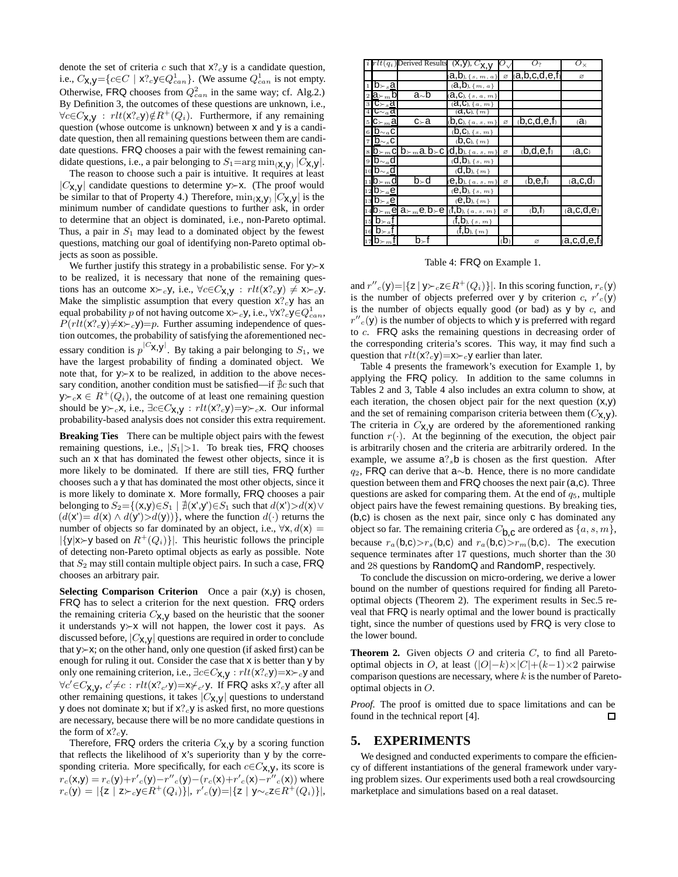denote the set of criteria $c$ such that $x?_c y$ is a candidate question, i.e., $C_{x,y}=\{c\in C \mid x?_c y\in Q^1_{can}\}$. (We assume $Q^1_{can}$ is not empty. Otherwise, FRQ chooses from $Q^2_{can}$ in the same way; cf. Alg.2.) By Definition 3, the outcomes of these questions are unknown, i.e., $\forall c\in C_{x,y} : rlt(x?_c y)\notin R^+(Q_i)$. Furthermore, if any remaining question (whose outcome is unknown) between x and y is a candidate question, then all remaining questions between them are candidate questions. FRQ chooses a pair with the fewest remaining candidate questions, i.e., a pair belonging to $S_1=\arg\min_{(x,y)} |C_{x,y}|$.

The reason to choose such a pair is intuitive. It requires at least $|C_{x,y}|$ candidate questions to determine $y\succ x$. (The proof would be similar to that of Property 4.) Therefore, $\min_{(x,y)} |C_{x,y}|$ is the minimum number of candidate questions to further ask, in order to determine that an object is dominated, i.e., non-Pareto optimal. Thus, a pair in $S_1$ may lead to a dominated object by the fewest questions, matching our goal of identifying non-Pareto optimal objects as soon as possible.

We further justify this strategy in a probabilistic sense. For $y\succ x$ to be realized, it is necessary that none of the remaining questions has an outcome $x\succ_c y$, i.e., $\forall c\in C_{x,y} : rlt(x?_c y) \neq x\succ_c y$. Make the simplistic assumption that every question $x?_c y$ has an equal probability $p$ of not having outcome $x\succ_c y$, i.e., $\forall x?_c y\in Q^1_{can}$, $P(rlt(x?_c y)\neq x\succ_c y)=p$. Further assuming independence of question outcomes, the probability of satisfying the aforementioned necessary condition is $p^{|C_{x,y}|}$. By taking a pair belonging to $S_1$, we have the largest probability of finding a dominated object. We note that, for $y\succ x$ to be realized, in addition to the above necessary condition, another condition must be satisfied—if $\nexists c$ such that $y\succ_c x \in R^+(Q_i)$, the outcome of at least one remaining question should be $y\succ_c x$, i.e., $\exists c\in C_{x,y} : rlt(x?_c y)=y\succ_c x$. Our informal probability-based analysis does not consider this extra requirement.

**Breaking Ties** There can be multiple object pairs with the fewest remaining questions, i.e., $|S_1|>1$. To break ties, FRQ chooses such an x that has dominated the fewest other objects, since it is more likely to be dominated. If there are still ties, FRQ further chooses such a y that has dominated the most other objects, since it is more likely to dominate x. More formally, FRQ chooses a pair belonging to $S_2=\{(x,y)\in S_1 \mid \nexists(x',y')\in S_1$ such that $d(x')>d(x)\vee (d(x')= d(x) \wedge d(y')>d(y))\}$, where the function $d(\cdot)$ returns the number of objects so far dominated by an object, i.e., $\forall x, d(x) = |\{y|x\succ y$ based on $R^+(Q_i)\}|$. This heuristic follows the principle of detecting non-Pareto optimal objects as early as possible. Note that $S_2$ may still contain multiple object pairs. In such a case, FRQ chooses an arbitrary pair.

**Selecting Comparison Criterion** Once a pair (x,y) is chosen, FRQ has to select a criterion for the next question. FRQ orders the remaining criteria $C_{x,y}$ based on the heuristic that the sooner it understands $y\succ x$ will not happen, the lower cost it pays. As discussed before, $|C_{x,y}|$ questions are required in order to conclude that $y\succ x$; on the other hand, only one question (if asked first) can be enough for ruling it out. Consider the case that x is better than y by only one remaining criterion, i.e., $\exists c\in C_{x,y} : rlt(x?_c y)=x\succ_c y$ and $\forall c'\in C_{x,y}, c'\neq c : rlt(x?_{c'} y)=x\not\succ_{c'} y$. If FRQ asks $x?_c y$ after all other remaining questions, it takes $|C_{x,y}|$ questions to understand y does not dominate x; but if $x?_c y$ is asked first, no more questions are necessary, because there will be no more candidate questions in the form of $x?_c y$.

Therefore, FRQ orders the criteria $C_{x,y}$ by a scoring function that reflects the likelihood of x's superiority than y by the corresponding criteria. More specifically, for each $c\in C_{x,y}$, its score is $r_c(x,y) = r_c(y)+r'_c(y)-r''_c(y)-(r_c(x)+r'_c(x)-r''_c(x))$ where $r_c(y) = |\{z \mid z\succ_c y\in R^+(Q_i)\}|$, $r'_c(y)=|\{z \mid y\sim_c z\in R^+(Q_i)\}|$,

| $i$ | $rlt(q_i)$ | Derived Results | (x,y), $C_{x,y}$ | $O_{\surd}$ | $O_?$ | $O_{\times}$ |
|---|---|---|---|---|---|---|
| | | | (a,b), $\{s,m,a\}$ | ∅ | {a,b,c,d,e,f} | ∅ |
| 1 | $b\succ_s a$ | | (a,b), $\{m,a\}$ | | | |
| 2 | $a\succ_m b$ | $a\sim b$ | (a,c), $\{s,a,m\}$ | | | |
| 3 | $c\succ_s a$ | | (a,c), $\{a,m\}$ | | | |
| 4 | $c\sim_a a$ | | (a,c), $\{m\}$ | | | |
| 5 | $c\succ_m a$ | $c\succ a$ | (b,c), $\{a,s,m\}$ | ∅ | {b,c,d,e,f} | {a} |
| 6 | $b\sim_a c$ | | (b,c), $\{s,m\}$ | | | |
| 7 | $b\sim_s c$ | | (b,c), $\{m\}$ | | | |
| 8 | $b\succ_m c$ | $b\succ_m a, b\succ c$ | (d,b), $\{a,s,m\}$ | ∅ | {b,d,e,f} | {a,c} |
| 9 | $b\sim_a d$ | | (d,b), $\{s,m\}$ | | | |
| 10 | $b\sim_s d$ | | (d,b), $\{m\}$ | | | |
| 11 | $b\succ_m d$ | $b\succ d$ | (e,b), $\{a,s,m\}$ | ∅ | {b,e,f} | {a,c,d} |
| 12 | $b\succ_a e$ | | (e,b), $\{s,m\}$ | | | |
| 13 | $b\succ_s e$ | | (e,b), $\{m\}$ | | | |
| 14 | $b\succ_m e$ | $a\succ_m e, b\succ e$ | (f,b), $\{a,s,m\}$ | ∅ | {b,f} | {a,c,d,e} |
| 15 | $b\succ_a f$ | | (f,b), $\{s,m\}$ | | | |
| 16 | $b\succ_s f$ | | (f,b), $\{m\}$ | | | |
| 17 | $b\succ_m f$ | $b\succ f$ | | {b} | ∅ | {a,c,d,e,f} |

Table 4: FRQ on Example 1.

and $r''_c(y)=|\{z \mid y\succ_c z\in R^+(Q_i)\}|$. In this scoring function, $r_c(y)$ is the number of objects preferred over y by criterion $c$, $r'_c(y)$ is the number of objects equally good (or bad) as y by $c$, and $r''_c(y)$ is the number of objects to which y is preferred with regard to $c$. FRQ asks the remaining questions in decreasing order of the corresponding criteria's scores. This way, it may find such a question that $rlt(x?_c y)=x\succ_c y$ earlier than later.

Table 4 presents the framework's execution for Example 1, by applying the FRQ policy. In addition to the same columns in Tables 2 and 3, Table 4 also includes an extra column to show, at each iteration, the chosen object pair for the next question (x,y) and the set of remaining comparison criteria between them ($C_{x,y}$). The criteria in $C_{x,y}$ are ordered by the aforementioned ranking function $r(\cdot)$. At the beginning of the execution, the object pair is arbitrarily chosen and the criteria are arbitrarily ordered. In the example, we assume $a?_s b$ is chosen as the first question. After $q_2$, FRQ can derive that $a\sim b$. Hence, there is no more candidate question between them and FRQ chooses the next pair (a,c). Three questions are asked for comparing them. At the end of $q_5$, multiple object pairs have the fewest remaining questions. By breaking ties, (b,c) is chosen as the next pair, since only c has dominated any object so far. The remaining criteria $C_{b,c}$ are ordered as $\{a, s, m\}$, because $r_a(b,c)>r_s(b,c)$ and $r_a(b,c)>r_m(b,c)$. The execution sequence terminates after 17 questions, much shorter than the 30 and 28 questions by RandomQ and RandomP, respectively.

To conclude the discussion on micro-ordering, we derive a lower bound on the number of questions required for finding all Pareto-optimal objects (Theorem 2). The experiment results in Sec.5 reveal that FRQ is nearly optimal and the lower bound is practically tight, since the number of questions used by FRQ is very close to the lower bound.

**Theorem 2.** *Given objects $O$ and criteria $C$, to find all Pareto-optimal objects in $O$, at least $(|O|-k)\times|C|+(k-1)\times 2$ pairwise comparison questions are necessary, where $k$ is the number of Pareto-optimal objects in $O$.*

*Proof.* The proof is omitted due to space limitations and can be found in the technical report [4]. ☐

## 5. EXPERIMENTS

We designed and conducted experiments to compare the efficiency of different instantiations of the general framework under varying problem sizes. Our experiments used both a real crowdsourcing marketplace and simulations based on a real dataset.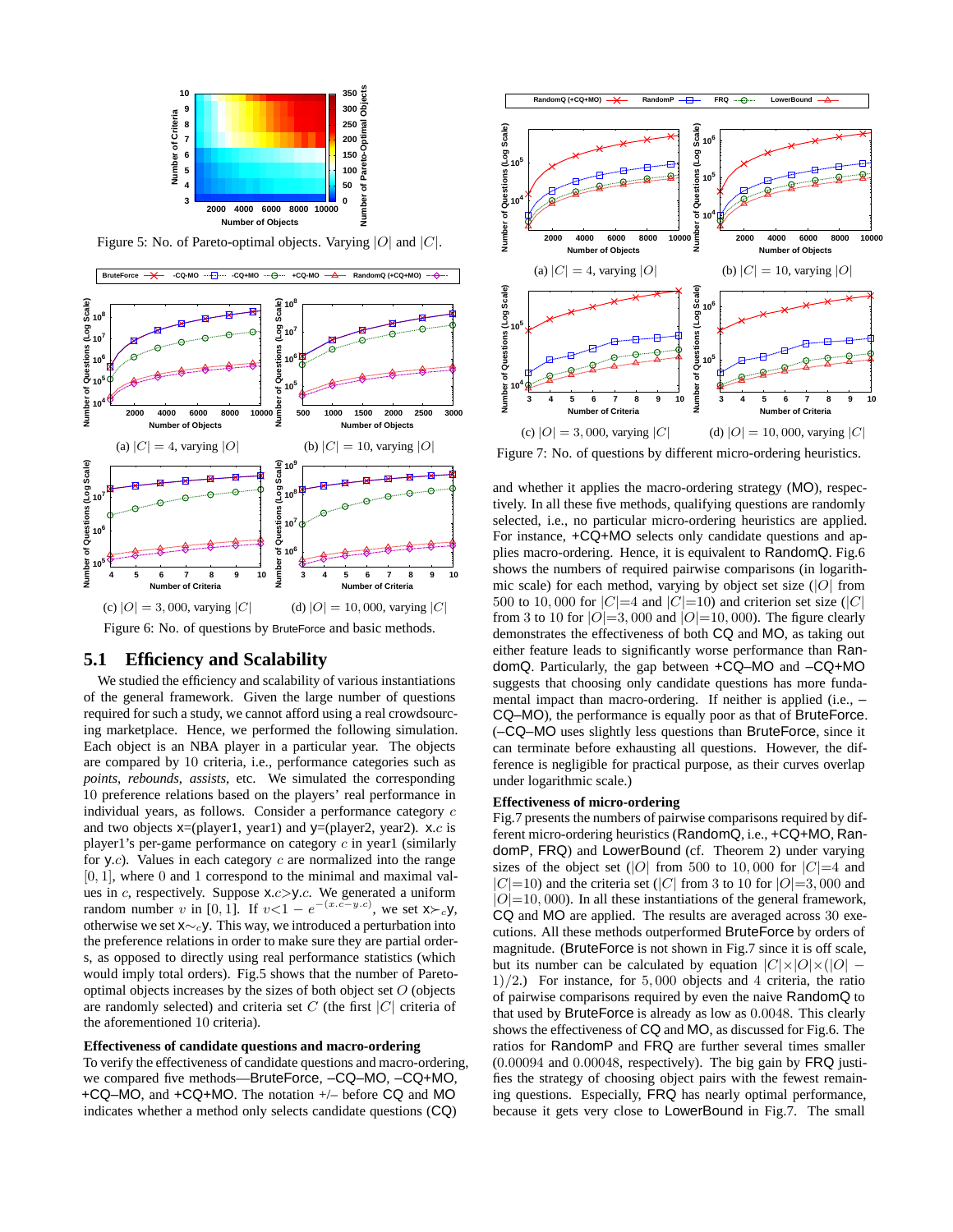10
9
8
7
6
5
4
3
Number of Criteria
2000 4000 6000 8000 10000
Number of Objects
350
300
250
200
150
100
50
0
Number of Pareto-Optimal Objects

Figure 5: No. of Pareto-optimal objects. Varying $|O|$ and $|C|$.

BruteForce -CQ-MO -CQ+MO +CQ-MO RandomQ (+CQ+MO)

Number of Questions (Log Scale)
Number of Objects
Number of Criteria

(a) $|C| = 4$, varying $|O|$ (b) $|C| = 10$, varying $|O|$

(c) $|O| = 3,000$, varying $|C|$ (d) $|O| = 10,000$, varying $|C|$

Figure 6: No. of questions by BruteForce and basic methods.

RandomQ (+CQ+MO) RandomP FRQ LowerBound

Number of Questions (Log Scale)
Number of Objects
Number of Criteria

(a) $|C| = 4$, varying $|O|$ (b) $|C| = 10$, varying $|O|$

(c) $|O| = 3,000$, varying $|C|$ (d) $|O| = 10,000$, varying $|C|$

Figure 7: No. of questions by different micro-ordering heuristics.

## 5.1 Efficiency and Scalability

We studied the efficiency and scalability of various instantiations of the general framework. Given the large number of questions required for such a study, we cannot afford using a real crowdsourcing marketplace. Hence, we performed the following simulation. Each object is an NBA player in a particular year. The objects are compared by 10 criteria, i.e., performance categories such as *points*, *rebounds*, *assists*, etc. We simulated the corresponding 10 preference relations based on the players' real performance in individual years, as follows. Consider a performance category $c$ and two objects x=(player1, year1) and y=(player2, year2). x.$c$ is player1's per-game performance on category $c$ in year1 (similarly for y.$c$). Values in each category $c$ are normalized into the range $[0, 1]$, where 0 and 1 correspond to the minimal and maximal values in $c$, respectively. Suppose x.$c$>y.$c$. We generated a uniform random number $v$ in $[0, 1]$. If $v < 1 - e^{-(x.c - y.c)}$, we set x$\succ_c$y, otherwise we set x$\sim_c$y. This way, we introduced a perturbation into the preference relations in order to make sure they are partial orders, as opposed to directly using real performance statistics (which would imply total orders). Fig.5 shows that the number of Pareto-optimal objects increases by the sizes of both object set $O$ (objects are randomly selected) and criteria set $C$ (the first $|C|$ criteria of the aforementioned 10 criteria).

**Effectiveness of candidate questions and macro-ordering**

To verify the effectiveness of candidate questions and macro-ordering, we compared five methods—BruteForce, –CQ–MO, –CQ+MO, +CQ–MO, and +CQ+MO. The notation +/– before CQ and MO indicates whether a method only selects candidate questions (CQ) and whether it applies the macro-ordering strategy (MO), respectively. In all these five methods, qualifying questions are randomly selected, i.e., no particular micro-ordering heuristics are applied. For instance, +CQ+MO selects only candidate questions and applies macro-ordering. Hence, it is equivalent to RandomQ. Fig.6 shows the numbers of required pairwise comparisons (in logarithmic scale) for each method, varying by object set size ($|O|$ from 500 to 10,000 for $|C|$=4 and $|C|$=10) and criterion set size ($|C|$ from 3 to 10 for $|O|$=3,000 and $|O|$=10,000). The figure clearly demonstrates the effectiveness of both CQ and MO, as taking out either feature leads to significantly worse performance than RandomQ. Particularly, the gap between +CQ–MO and –CQ+MO suggests that choosing only candidate questions has more fundamental impact than macro-ordering. If neither is applied (i.e., –CQ–MO), the performance is equally poor as that of BruteForce. (–CQ–MO uses slightly less questions than BruteForce, since it can terminate before exhausting all questions. However, the difference is negligible for practical purpose, as their curves overlap under logarithmic scale.)

**Effectiveness of micro-ordering**

Fig.7 presents the numbers of pairwise comparisons required by different micro-ordering heuristics (RandomQ, i.e., +CQ+MO, RandomP, FRQ) and LowerBound (cf. Theorem 2) under varying sizes of the object set ($|O|$ from 500 to 10,000 for $|C|$=4 and $|C|$=10) and the criteria set ($|C|$ from 3 to 10 for $|O|$=3,000 and $|O|$=10,000). In all these instantiations of the general framework, CQ and MO are applied. The results are averaged across 30 executions. All these methods outperformed BruteForce by orders of magnitude. (BruteForce is not shown in Fig.7 since it is off scale, but its number can be calculated by equation $|C| \times |O| \times (|O| - 1)/2$.) For instance, for 5,000 objects and 4 criteria, the ratio of pairwise comparisons required by even the naive RandomQ to that used by BruteForce is already as low as 0.0048. This clearly shows the effectiveness of CQ and MO, as discussed for Fig.6. The ratios for RandomP and FRQ are further several times smaller (0.00094 and 0.00048, respectively). The big gain by FRQ justifies the strategy of choosing object pairs with the fewest remaining questions. Especially, FRQ has nearly optimal performance, because it gets very close to LowerBound in Fig.7. The small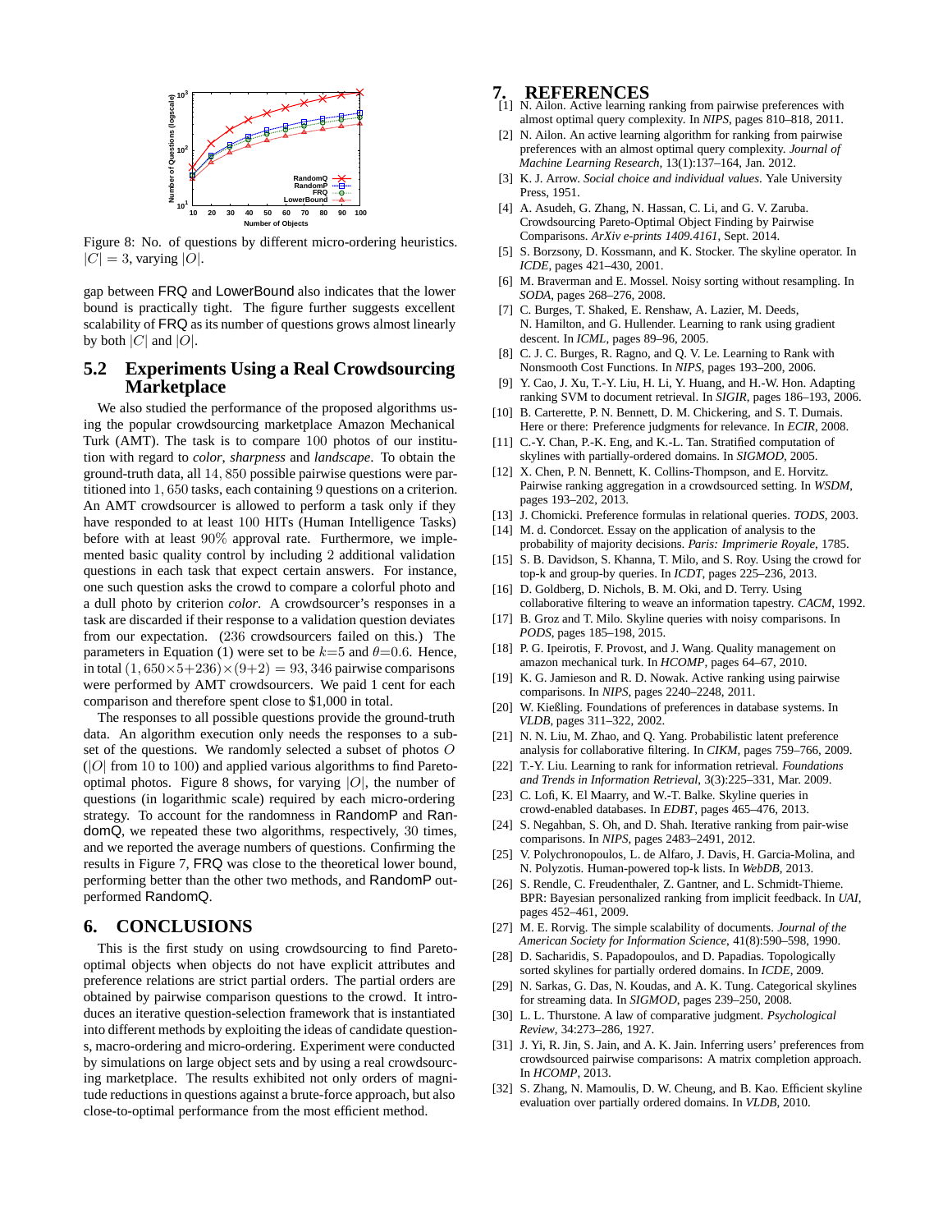$10^3$

$10^2$

$10^1$

Number of Questions (logscale)

10 20 30 40 50 60 70 80 90 100

Number of Objects

RandomQ

RandomP

FRQ

LowerBound

Figure 8: No. of questions by different micro-ordering heuristics. $|C| = 3$, varying $|O|$.

gap between FRQ and LowerBound also indicates that the lower bound is practically tight. The figure further suggests excellent scalability of FRQ as its number of questions grows almost linearly by both $|C|$ and $|O|$.

## 5.2 Experiments Using a Real Crowdsourcing Marketplace

We also studied the performance of the proposed algorithms using the popular crowdsourcing marketplace Amazon Mechanical Turk (AMT). The task is to compare 100 photos of our institution with regard to *color*, *sharpness* and *landscape*. To obtain the ground-truth data, all $14,850$ possible pairwise questions were partitioned into $1,650$ tasks, each containing 9 questions on a criterion. An AMT crowdsourcer is allowed to perform a task only if they have responded to at least 100 HITs (Human Intelligence Tasks) before with at least $90\%$ approval rate. Furthermore, we implemented basic quality control by including 2 additional validation questions in each task that expect certain answers. For instance, one such question asks the crowd to compare a colorful photo and a dull photo by criterion *color*. A crowdsourcer's responses in a task are discarded if their response to a validation question deviates from our expectation. (236 crowdsourcers failed on this.) The parameters in Equation (1) were set to be $k$=5 and $\theta$=0.6. Hence, in total $(1,650\times5+236)\times(9+2) = 93,346$ pairwise comparisons were performed by AMT crowdsourcers. We paid 1 cent for each comparison and therefore spent close to \$1,000 in total.

The responses to all possible questions provide the ground-truth data. An algorithm execution only needs the responses to a subset of the questions. We randomly selected a subset of photos $O$ ($|O|$ from 10 to 100) and applied various algorithms to find Pareto-optimal photos. Figure 8 shows, for varying $|O|$, the number of questions (in logarithmic scale) required by each micro-ordering strategy. To account for the randomness in RandomP and RandomQ, we repeated these two algorithms, respectively, 30 times, and we reported the average numbers of questions. Confirming the results in Figure 7, FRQ was close to the theoretical lower bound, performing better than the other two methods, and RandomP outperformed RandomQ.

# 6. CONCLUSIONS

This is the first study on using crowdsourcing to find Pareto-optimal objects when objects do not have explicit attributes and preference relations are strict partial orders. The partial orders are obtained by pairwise comparison questions to the crowd. It introduces an iterative question-selection framework that is instantiated into different methods by exploiting the ideas of candidate questions, macro-ordering and micro-ordering. Experiment were conducted by simulations on large object sets and by using a real crowdsourcing marketplace. The results exhibited not only orders of magnitude reductions in questions against a brute-force approach, but also close-to-optimal performance from the most efficient method.

# 7. REFERENCES

[1] N. Ailon. Active learning ranking from pairwise preferences with almost optimal query complexity. In *NIPS*, pages 810–818, 2011.

[2] N. Ailon. An active learning algorithm for ranking from pairwise preferences with an almost optimal query complexity. *Journal of Machine Learning Research*, 13(1):137–164, Jan. 2012.

[3] K. J. Arrow. *Social choice and individual values*. Yale University Press, 1951.

[4] A. Asudeh, G. Zhang, N. Hassan, C. Li, and G. V. Zaruba. Crowdsourcing Pareto-Optimal Object Finding by Pairwise Comparisons. *ArXiv e-prints 1409.4161*, Sept. 2014.

[5] S. Borzsony, D. Kossmann, and K. Stocker. The skyline operator. In *ICDE*, pages 421–430, 2001.

[6] M. Braverman and E. Mossel. Noisy sorting without resampling. In *SODA*, pages 268–276, 2008.

[7] C. Burges, T. Shaked, E. Renshaw, A. Lazier, M. Deeds, N. Hamilton, and G. Hullender. Learning to rank using gradient descent. In *ICML*, pages 89–96, 2005.

[8] C. J. C. Burges, R. Ragno, and Q. V. Le. Learning to Rank with Nonsmooth Cost Functions. In *NIPS*, pages 193–200, 2006.

[9] Y. Cao, J. Xu, T.-Y. Liu, H. Li, Y. Huang, and H.-W. Hon. Adapting ranking SVM to document retrieval. In *SIGIR*, pages 186–193, 2006.

[10] B. Carterette, P. N. Bennett, D. M. Chickering, and S. T. Dumais. Here or there: Preference judgments for relevance. In *ECIR*, 2008.

[11] C.-Y. Chan, P.-K. Eng, and K.-L. Tan. Stratified computation of skylines with partially-ordered domains. In *SIGMOD*, 2005.

[12] X. Chen, P. N. Bennett, K. Collins-Thompson, and E. Horvitz. Pairwise ranking aggregation in a crowdsourced setting. In *WSDM*, pages 193–202, 2013.

[13] J. Chomicki. Preference formulas in relational queries. *TODS*, 2003.

[14] M. d. Condorcet. Essay on the application of analysis to the probability of majority decisions. *Paris: Imprimerie Royale*, 1785.

[15] S. B. Davidson, S. Khanna, T. Milo, and S. Roy. Using the crowd for top-k and group-by queries. In *ICDT*, pages 225–236, 2013.

[16] D. Goldberg, D. Nichols, B. M. Oki, and D. Terry. Using collaborative filtering to weave an information tapestry. *CACM*, 1992.

[17] B. Groz and T. Milo. Skyline queries with noisy comparisons. In *PODS*, pages 185–198, 2015.

[18] P. G. Ipeirotis, F. Provost, and J. Wang. Quality management on amazon mechanical turk. In *HCOMP*, pages 64–67, 2010.

[19] K. G. Jamieson and R. D. Nowak. Active ranking using pairwise comparisons. In *NIPS*, pages 2240–2248, 2011.

[20] W. Kießling. Foundations of preferences in database systems. In *VLDB*, pages 311–322, 2002.

[21] N. N. Liu, M. Zhao, and Q. Yang. Probabilistic latent preference analysis for collaborative filtering. In *CIKM*, pages 759–766, 2009.

[22] T.-Y. Liu. Learning to rank for information retrieval. *Foundations and Trends in Information Retrieval*, 3(3):225–331, Mar. 2009.

[23] C. Lofi, K. El Maarry, and W.-T. Balke. Skyline queries in crowd-enabled databases. In *EDBT*, pages 465–476, 2013.

[24] S. Negahban, S. Oh, and D. Shah. Iterative ranking from pair-wise comparisons. In *NIPS*, pages 2483–2491, 2012.

[25] V. Polychronopoulos, L. de Alfaro, J. Davis, H. Garcia-Molina, and N. Polyzotis. Human-powered top-k lists. In *WebDB*, 2013.

[26] S. Rendle, C. Freudenthaler, Z. Gantner, and L. Schmidt-Thieme. BPR: Bayesian personalized ranking from implicit feedback. In *UAI*, pages 452–461, 2009.

[27] M. E. Rorvig. The simple scalability of documents. *Journal of the American Society for Information Science*, 41(8):590–598, 1990.

[28] D. Sacharidis, S. Papadopoulos, and D. Papadias. Topologically sorted skylines for partially ordered domains. In *ICDE*, 2009.

[29] N. Sarkas, G. Das, N. Koudas, and A. K. Tung. Categorical skylines for streaming data. In *SIGMOD*, pages 239–250, 2008.

[30] L. L. Thurstone. A law of comparative judgment. *Psychological Review*, 34:273–286, 1927.

[31] J. Yi, R. Jin, S. Jain, and A. K. Jain. Inferring users' preferences from crowdsourced pairwise comparisons: A matrix completion approach. In *HCOMP*, 2013.

[32] S. Zhang, N. Mamoulis, D. W. Cheung, and B. Kao. Efficient skyline evaluation over partially ordered domains. In *VLDB*, 2010.